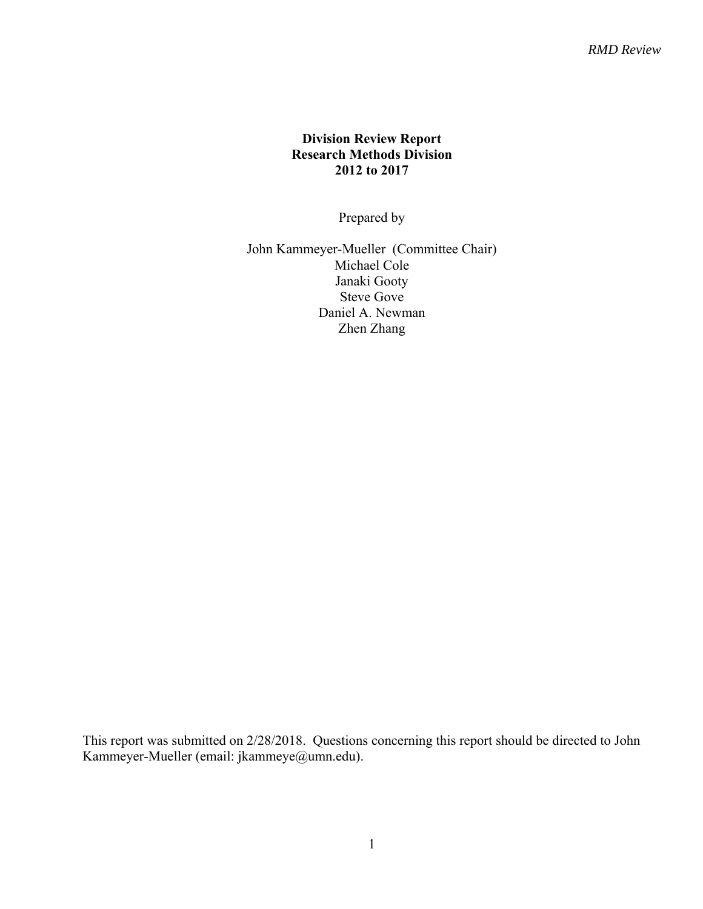**Division Review Report**
**Research Methods Division**
**2012 to 2017**

Prepared by

John Kammeyer-Mueller (Committee Chair)
Michael Cole
Janaki Gooty
Steve Gove
Daniel A. Newman
Zhen Zhang

This report was submitted on 2/28/2018. Questions concerning this report should be directed to John Kammeyer-Mueller (email: jkammeye@umn.edu).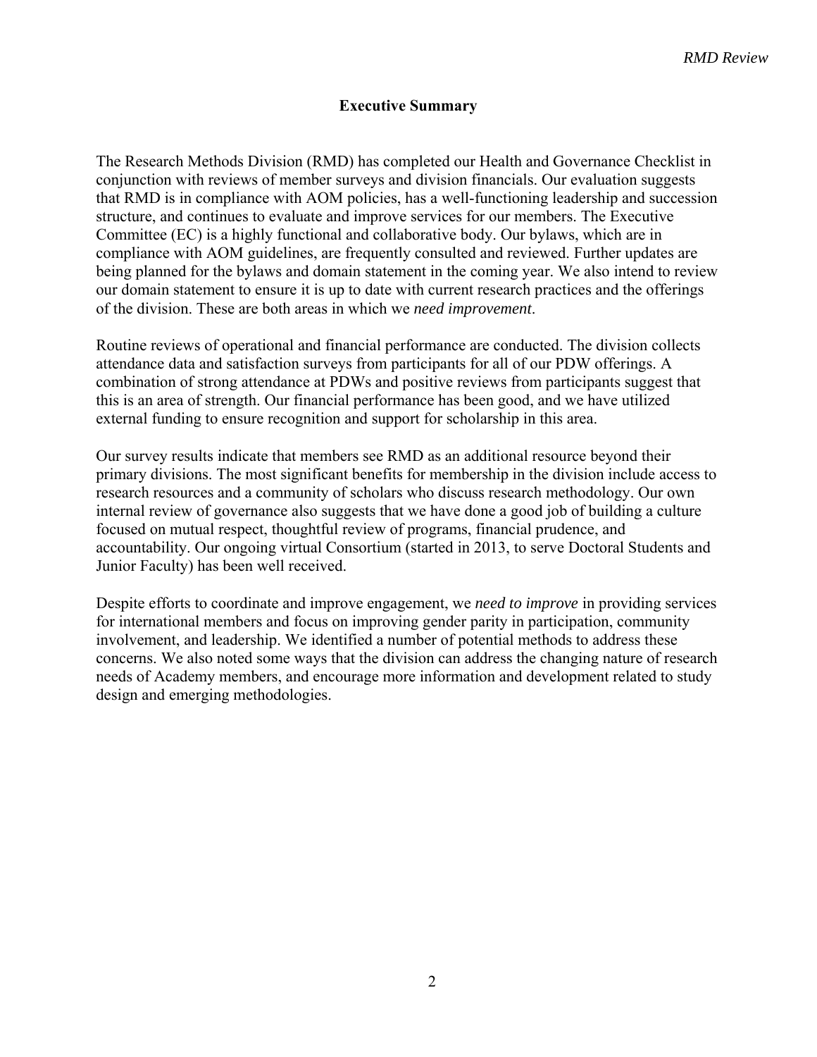## Executive Summary

The Research Methods Division (RMD) has completed our Health and Governance Checklist in conjunction with reviews of member surveys and division financials. Our evaluation suggests that RMD is in compliance with AOM policies, has a well-functioning leadership and succession structure, and continues to evaluate and improve services for our members. The Executive Committee (EC) is a highly functional and collaborative body. Our bylaws, which are in compliance with AOM guidelines, are frequently consulted and reviewed. Further updates are being planned for the bylaws and domain statement in the coming year. We also intend to review our domain statement to ensure it is up to date with current research practices and the offerings of the division. These are both areas in which we *need improvement*.

Routine reviews of operational and financial performance are conducted. The division collects attendance data and satisfaction surveys from participants for all of our PDW offerings. A combination of strong attendance at PDWs and positive reviews from participants suggest that this is an area of strength. Our financial performance has been good, and we have utilized external funding to ensure recognition and support for scholarship in this area.

Our survey results indicate that members see RMD as an additional resource beyond their primary divisions. The most significant benefits for membership in the division include access to research resources and a community of scholars who discuss research methodology. Our own internal review of governance also suggests that we have done a good job of building a culture focused on mutual respect, thoughtful review of programs, financial prudence, and accountability. Our ongoing virtual Consortium (started in 2013, to serve Doctoral Students and Junior Faculty) has been well received.

Despite efforts to coordinate and improve engagement, we *need to improve* in providing services for international members and focus on improving gender parity in participation, community involvement, and leadership. We identified a number of potential methods to address these concerns. We also noted some ways that the division can address the changing nature of research needs of Academy members, and encourage more information and development related to study design and emerging methodologies.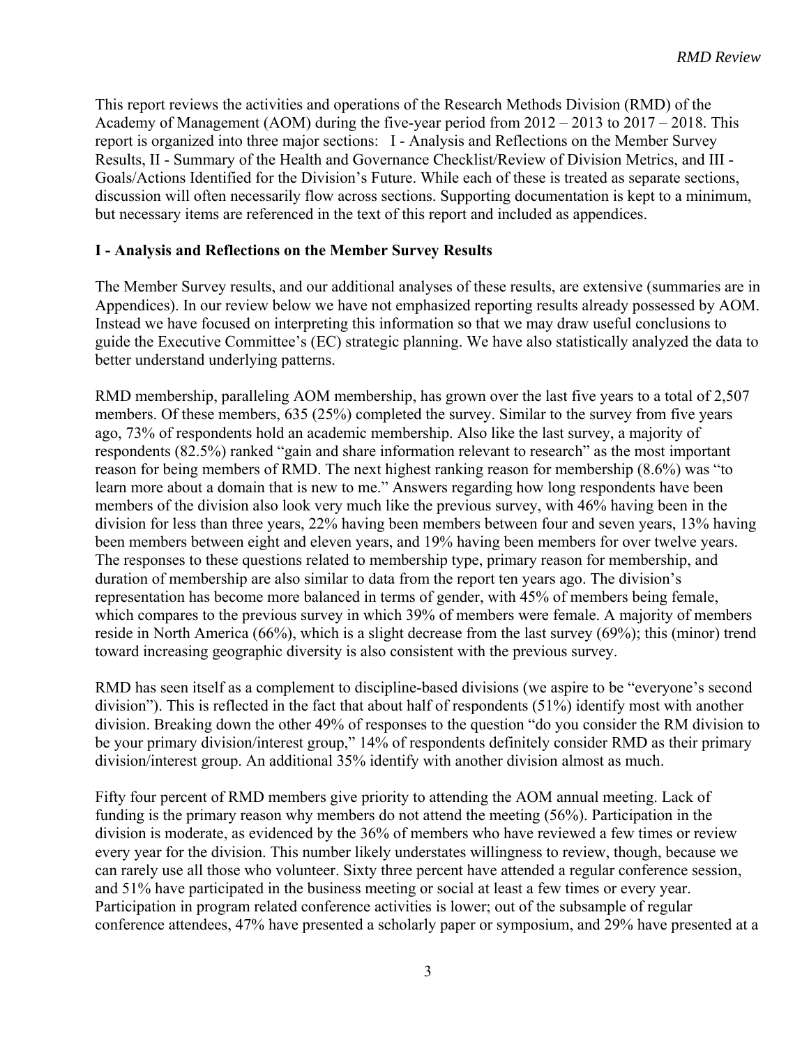This report reviews the activities and operations of the Research Methods Division (RMD) of the Academy of Management (AOM) during the five-year period from 2012 – 2013 to 2017 – 2018. This report is organized into three major sections: I - Analysis and Reflections on the Member Survey Results, II - Summary of the Health and Governance Checklist/Review of Division Metrics, and III - Goals/Actions Identified for the Division's Future. While each of these is treated as separate sections, discussion will often necessarily flow across sections. Supporting documentation is kept to a minimum, but necessary items are referenced in the text of this report and included as appendices.

## I - Analysis and Reflections on the Member Survey Results

The Member Survey results, and our additional analyses of these results, are extensive (summaries are in Appendices). In our review below we have not emphasized reporting results already possessed by AOM. Instead we have focused on interpreting this information so that we may draw useful conclusions to guide the Executive Committee's (EC) strategic planning. We have also statistically analyzed the data to better understand underlying patterns.

RMD membership, paralleling AOM membership, has grown over the last five years to a total of 2,507 members. Of these members, 635 (25%) completed the survey. Similar to the survey from five years ago, 73% of respondents hold an academic membership. Also like the last survey, a majority of respondents (82.5%) ranked "gain and share information relevant to research" as the most important reason for being members of RMD. The next highest ranking reason for membership (8.6%) was "to learn more about a domain that is new to me." Answers regarding how long respondents have been members of the division also look very much like the previous survey, with 46% having been in the division for less than three years, 22% having been members between four and seven years, 13% having been members between eight and eleven years, and 19% having been members for over twelve years. The responses to these questions related to membership type, primary reason for membership, and duration of membership are also similar to data from the report ten years ago. The division's representation has become more balanced in terms of gender, with 45% of members being female, which compares to the previous survey in which 39% of members were female. A majority of members reside in North America (66%), which is a slight decrease from the last survey (69%); this (minor) trend toward increasing geographic diversity is also consistent with the previous survey.

RMD has seen itself as a complement to discipline-based divisions (we aspire to be "everyone's second division"). This is reflected in the fact that about half of respondents (51%) identify most with another division. Breaking down the other 49% of responses to the question "do you consider the RM division to be your primary division/interest group," 14% of respondents definitely consider RMD as their primary division/interest group. An additional 35% identify with another division almost as much.

Fifty four percent of RMD members give priority to attending the AOM annual meeting. Lack of funding is the primary reason why members do not attend the meeting (56%). Participation in the division is moderate, as evidenced by the 36% of members who have reviewed a few times or review every year for the division. This number likely understates willingness to review, though, because we can rarely use all those who volunteer. Sixty three percent have attended a regular conference session, and 51% have participated in the business meeting or social at least a few times or every year. Participation in program related conference activities is lower; out of the subsample of regular conference attendees, 47% have presented a scholarly paper or symposium, and 29% have presented at a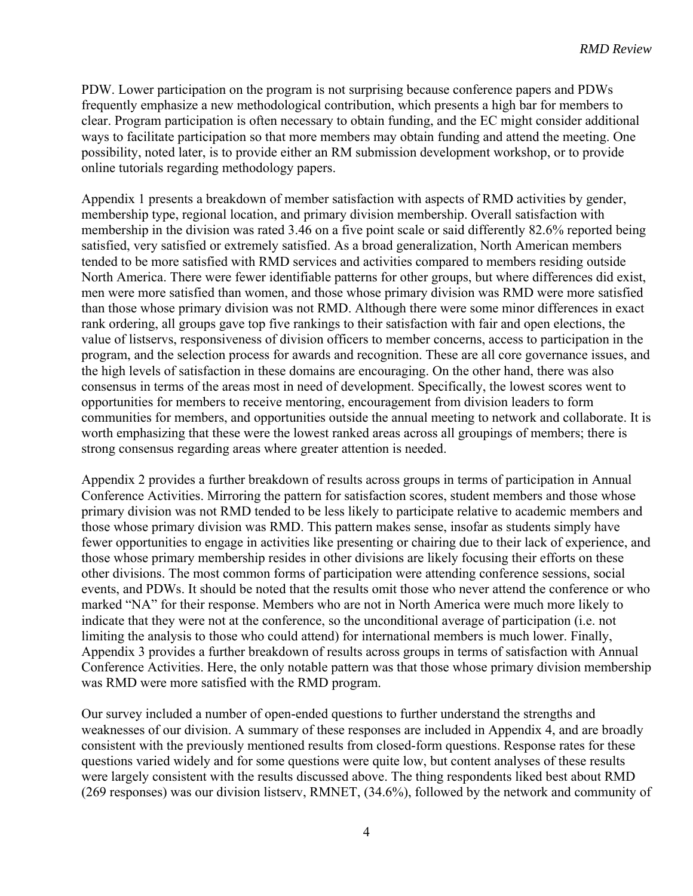PDW. Lower participation on the program is not surprising because conference papers and PDWs frequently emphasize a new methodological contribution, which presents a high bar for members to clear. Program participation is often necessary to obtain funding, and the EC might consider additional ways to facilitate participation so that more members may obtain funding and attend the meeting. One possibility, noted later, is to provide either an RM submission development workshop, or to provide online tutorials regarding methodology papers.

Appendix 1 presents a breakdown of member satisfaction with aspects of RMD activities by gender, membership type, regional location, and primary division membership. Overall satisfaction with membership in the division was rated 3.46 on a five point scale or said differently 82.6% reported being satisfied, very satisfied or extremely satisfied. As a broad generalization, North American members tended to be more satisfied with RMD services and activities compared to members residing outside North America. There were fewer identifiable patterns for other groups, but where differences did exist, men were more satisfied than women, and those whose primary division was RMD were more satisfied than those whose primary division was not RMD. Although there were some minor differences in exact rank ordering, all groups gave top five rankings to their satisfaction with fair and open elections, the value of listservs, responsiveness of division officers to member concerns, access to participation in the program, and the selection process for awards and recognition. These are all core governance issues, and the high levels of satisfaction in these domains are encouraging. On the other hand, there was also consensus in terms of the areas most in need of development. Specifically, the lowest scores went to opportunities for members to receive mentoring, encouragement from division leaders to form communities for members, and opportunities outside the annual meeting to network and collaborate. It is worth emphasizing that these were the lowest ranked areas across all groupings of members; there is strong consensus regarding areas where greater attention is needed.

Appendix 2 provides a further breakdown of results across groups in terms of participation in Annual Conference Activities. Mirroring the pattern for satisfaction scores, student members and those whose primary division was not RMD tended to be less likely to participate relative to academic members and those whose primary division was RMD. This pattern makes sense, insofar as students simply have fewer opportunities to engage in activities like presenting or chairing due to their lack of experience, and those whose primary membership resides in other divisions are likely focusing their efforts on these other divisions. The most common forms of participation were attending conference sessions, social events, and PDWs. It should be noted that the results omit those who never attend the conference or who marked "NA" for their response. Members who are not in North America were much more likely to indicate that they were not at the conference, so the unconditional average of participation (i.e. not limiting the analysis to those who could attend) for international members is much lower. Finally, Appendix 3 provides a further breakdown of results across groups in terms of satisfaction with Annual Conference Activities. Here, the only notable pattern was that those whose primary division membership was RMD were more satisfied with the RMD program.

Our survey included a number of open-ended questions to further understand the strengths and weaknesses of our division. A summary of these responses are included in Appendix 4, and are broadly consistent with the previously mentioned results from closed-form questions. Response rates for these questions varied widely and for some questions were quite low, but content analyses of these results were largely consistent with the results discussed above. The thing respondents liked best about RMD (269 responses) was our division listserv, RMNET, (34.6%), followed by the network and community of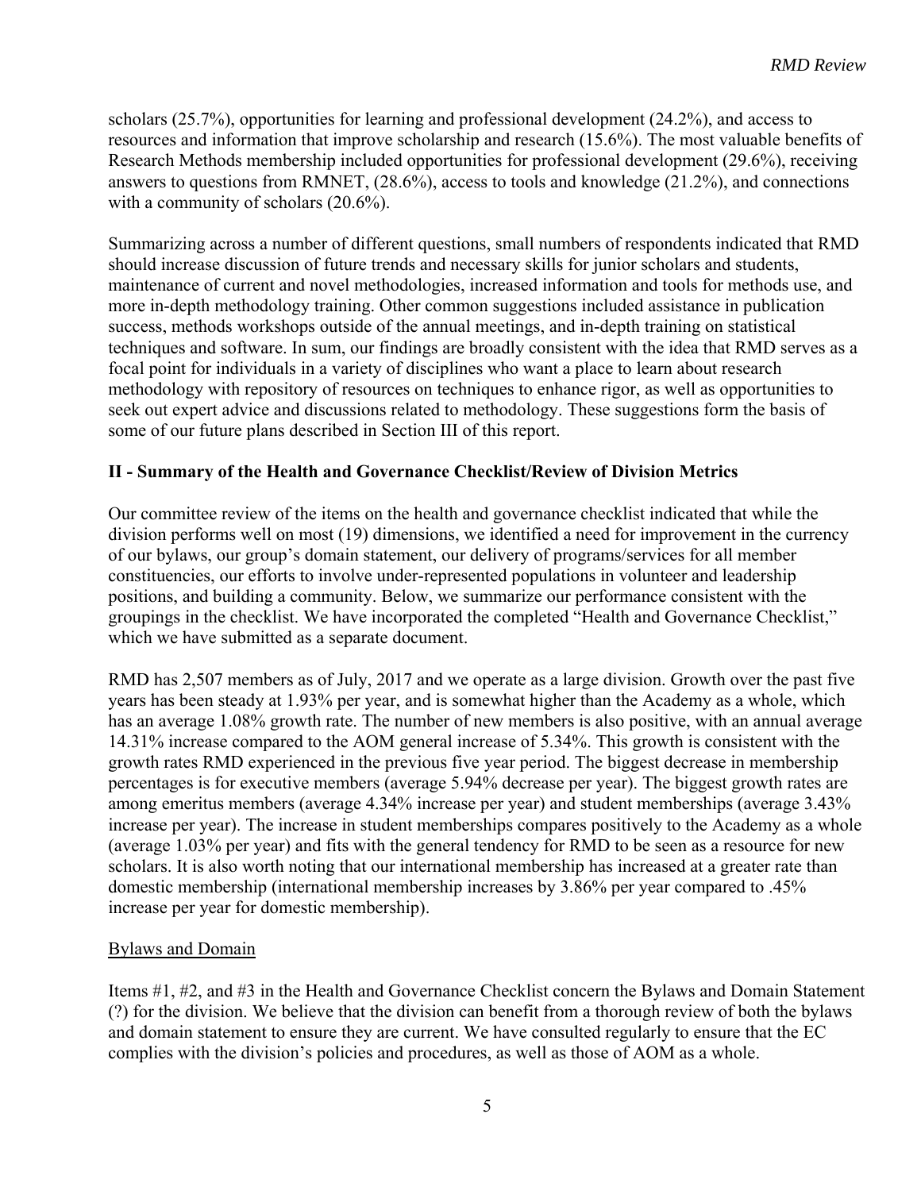scholars (25.7%), opportunities for learning and professional development (24.2%), and access to resources and information that improve scholarship and research (15.6%). The most valuable benefits of Research Methods membership included opportunities for professional development (29.6%), receiving answers to questions from RMNET, (28.6%), access to tools and knowledge (21.2%), and connections with a community of scholars (20.6%).

Summarizing across a number of different questions, small numbers of respondents indicated that RMD should increase discussion of future trends and necessary skills for junior scholars and students, maintenance of current and novel methodologies, increased information and tools for methods use, and more in-depth methodology training. Other common suggestions included assistance in publication success, methods workshops outside of the annual meetings, and in-depth training on statistical techniques and software. In sum, our findings are broadly consistent with the idea that RMD serves as a focal point for individuals in a variety of disciplines who want a place to learn about research methodology with repository of resources on techniques to enhance rigor, as well as opportunities to seek out expert advice and discussions related to methodology. These suggestions form the basis of some of our future plans described in Section III of this report.

## II - Summary of the Health and Governance Checklist/Review of Division Metrics

Our committee review of the items on the health and governance checklist indicated that while the division performs well on most (19) dimensions, we identified a need for improvement in the currency of our bylaws, our group's domain statement, our delivery of programs/services for all member constituencies, our efforts to involve under-represented populations in volunteer and leadership positions, and building a community. Below, we summarize our performance consistent with the groupings in the checklist. We have incorporated the completed "Health and Governance Checklist," which we have submitted as a separate document.

RMD has 2,507 members as of July, 2017 and we operate as a large division. Growth over the past five years has been steady at 1.93% per year, and is somewhat higher than the Academy as a whole, which has an average 1.08% growth rate. The number of new members is also positive, with an annual average 14.31% increase compared to the AOM general increase of 5.34%. This growth is consistent with the growth rates RMD experienced in the previous five year period. The biggest decrease in membership percentages is for executive members (average 5.94% decrease per year). The biggest growth rates are among emeritus members (average 4.34% increase per year) and student memberships (average 3.43% increase per year). The increase in student memberships compares positively to the Academy as a whole (average 1.03% per year) and fits with the general tendency for RMD to be seen as a resource for new scholars. It is also worth noting that our international membership has increased at a greater rate than domestic membership (international membership increases by 3.86% per year compared to .45% increase per year for domestic membership).

### Bylaws and Domain

Items #1, #2, and #3 in the Health and Governance Checklist concern the Bylaws and Domain Statement (?) for the division. We believe that the division can benefit from a thorough review of both the bylaws and domain statement to ensure they are current. We have consulted regularly to ensure that the EC complies with the division's policies and procedures, as well as those of AOM as a whole.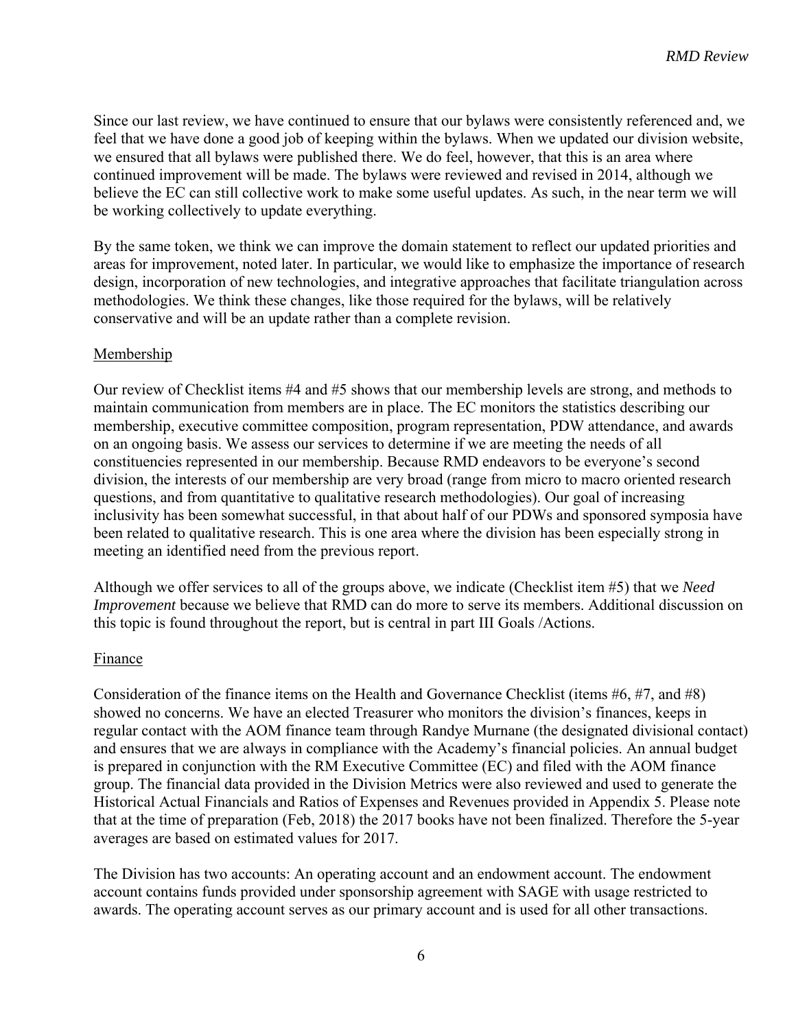Since our last review, we have continued to ensure that our bylaws were consistently referenced and, we feel that we have done a good job of keeping within the bylaws. When we updated our division website, we ensured that all bylaws were published there. We do feel, however, that this is an area where continued improvement will be made. The bylaws were reviewed and revised in 2014, although we believe the EC can still collective work to make some useful updates. As such, in the near term we will be working collectively to update everything.

By the same token, we think we can improve the domain statement to reflect our updated priorities and areas for improvement, noted later. In particular, we would like to emphasize the importance of research design, incorporation of new technologies, and integrative approaches that facilitate triangulation across methodologies. We think these changes, like those required for the bylaws, will be relatively conservative and will be an update rather than a complete revision.

## Membership

Our review of Checklist items #4 and #5 shows that our membership levels are strong, and methods to maintain communication from members are in place. The EC monitors the statistics describing our membership, executive committee composition, program representation, PDW attendance, and awards on an ongoing basis. We assess our services to determine if we are meeting the needs of all constituencies represented in our membership. Because RMD endeavors to be everyone's second division, the interests of our membership are very broad (range from micro to macro oriented research questions, and from quantitative to qualitative research methodologies). Our goal of increasing inclusivity has been somewhat successful, in that about half of our PDWs and sponsored symposia have been related to qualitative research. This is one area where the division has been especially strong in meeting an identified need from the previous report.

Although we offer services to all of the groups above, we indicate (Checklist item #5) that we *Need Improvement* because we believe that RMD can do more to serve its members. Additional discussion on this topic is found throughout the report, but is central in part III Goals /Actions.

## Finance

Consideration of the finance items on the Health and Governance Checklist (items #6, #7, and #8) showed no concerns. We have an elected Treasurer who monitors the division's finances, keeps in regular contact with the AOM finance team through Randye Murnane (the designated divisional contact) and ensures that we are always in compliance with the Academy's financial policies. An annual budget is prepared in conjunction with the RM Executive Committee (EC) and filed with the AOM finance group. The financial data provided in the Division Metrics were also reviewed and used to generate the Historical Actual Financials and Ratios of Expenses and Revenues provided in Appendix 5. Please note that at the time of preparation (Feb, 2018) the 2017 books have not been finalized. Therefore the 5-year averages are based on estimated values for 2017.

The Division has two accounts: An operating account and an endowment account. The endowment account contains funds provided under sponsorship agreement with SAGE with usage restricted to awards. The operating account serves as our primary account and is used for all other transactions.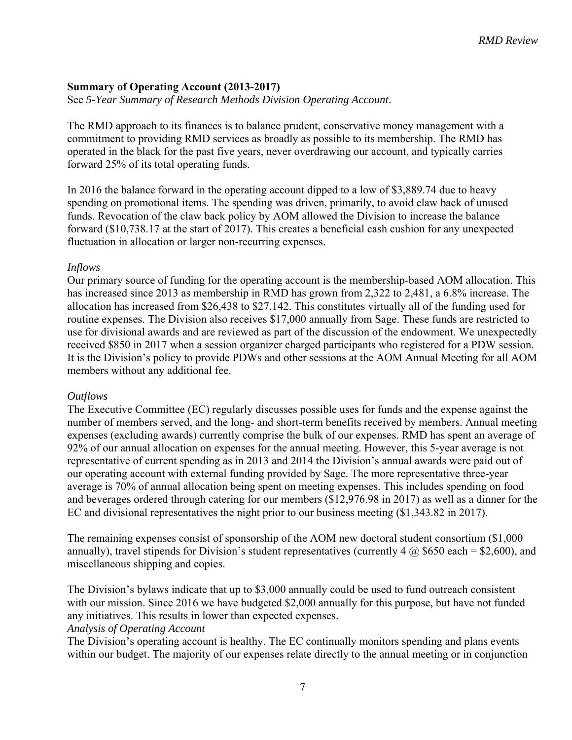**Summary of Operating Account (2013-2017)**

See *5-Year Summary of Research Methods Division Operating Account*.

The RMD approach to its finances is to balance prudent, conservative money management with a commitment to providing RMD services as broadly as possible to its membership. The RMD has operated in the black for the past five years, never overdrawing our account, and typically carries forward 25% of its total operating funds.

In 2016 the balance forward in the operating account dipped to a low of $3,889.74 due to heavy spending on promotional items. The spending was driven, primarily, to avoid claw back of unused funds. Revocation of the claw back policy by AOM allowed the Division to increase the balance forward ($10,738.17 at the start of 2017). This creates a beneficial cash cushion for any unexpected fluctuation in allocation or larger non-recurring expenses.

*Inflows*

Our primary source of funding for the operating account is the membership-based AOM allocation. This has increased since 2013 as membership in RMD has grown from 2,322 to 2,481, a 6.8% increase. The allocation has increased from $26,438 to $27,142. This constitutes virtually all of the funding used for routine expenses. The Division also receives $17,000 annually from Sage. These funds are restricted to use for divisional awards and are reviewed as part of the discussion of the endowment. We unexpectedly received $850 in 2017 when a session organizer charged participants who registered for a PDW session. It is the Division's policy to provide PDWs and other sessions at the AOM Annual Meeting for all AOM members without any additional fee.

*Outflows*

The Executive Committee (EC) regularly discusses possible uses for funds and the expense against the number of members served, and the long- and short-term benefits received by members. Annual meeting expenses (excluding awards) currently comprise the bulk of our expenses. RMD has spent an average of 92% of our annual allocation on expenses for the annual meeting. However, this 5-year average is not representative of current spending as in 2013 and 2014 the Division's annual awards were paid out of our operating account with external funding provided by Sage. The more representative three-year average is 70% of annual allocation being spent on meeting expenses. This includes spending on food and beverages ordered through catering for our members ($12,976.98 in 2017) as well as a dinner for the EC and divisional representatives the night prior to our business meeting ($1,343.82 in 2017).

The remaining expenses consist of sponsorship of the AOM new doctoral student consortium ($1,000 annually), travel stipends for Division's student representatives (currently 4 @ $650 each = $2,600), and miscellaneous shipping and copies.

The Division's bylaws indicate that up to $3,000 annually could be used to fund outreach consistent with our mission. Since 2016 we have budgeted $2,000 annually for this purpose, but have not funded any initiatives. This results in lower than expected expenses.

*Analysis of Operating Account*

The Division's operating account is healthy. The EC continually monitors spending and plans events within our budget. The majority of our expenses relate directly to the annual meeting or in conjunction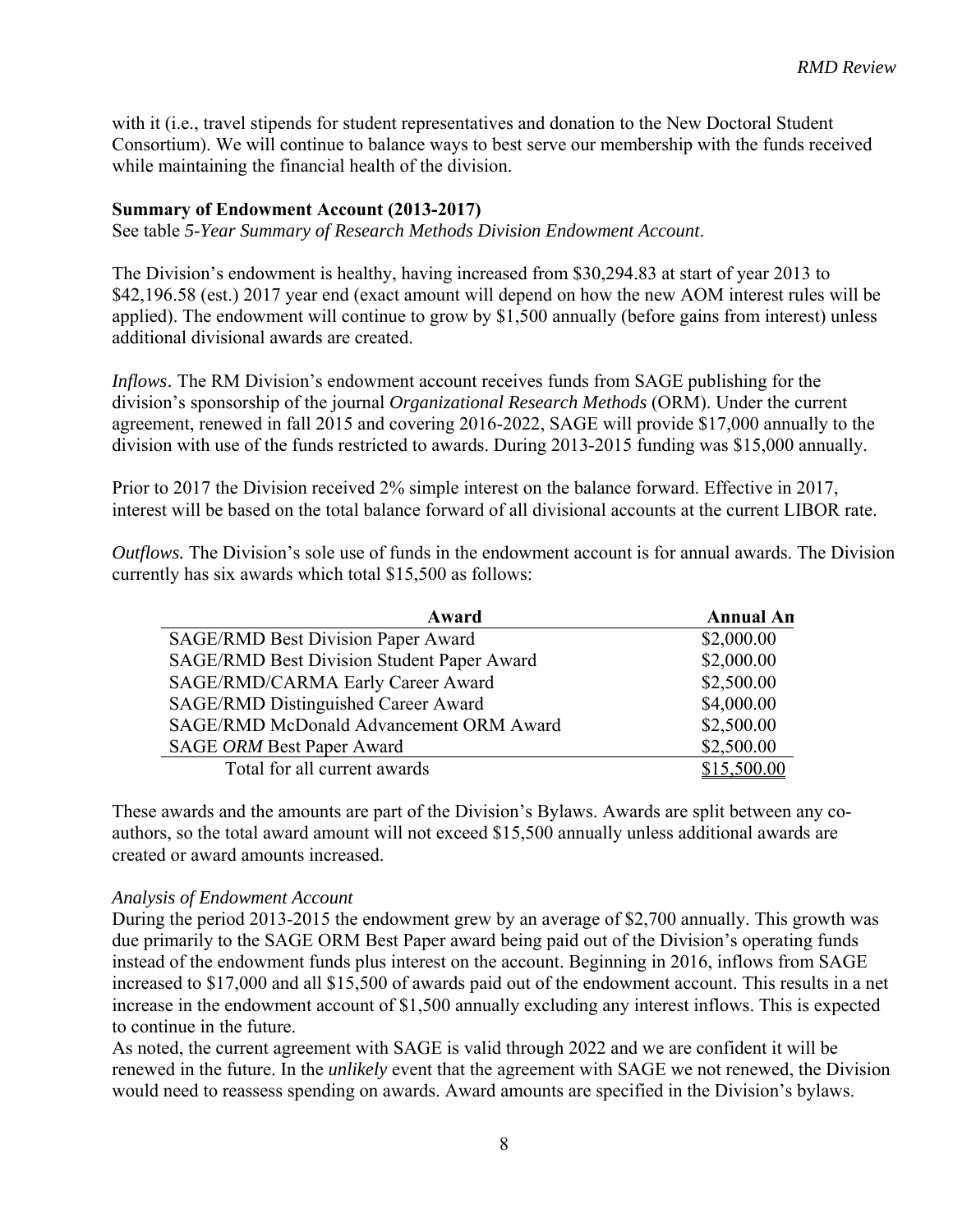with it (i.e., travel stipends for student representatives and donation to the New Doctoral Student Consortium). We will continue to balance ways to best serve our membership with the funds received while maintaining the financial health of the division.

**Summary of Endowment Account (2013-2017)**
See table *5-Year Summary of Research Methods Division Endowment Account*.

The Division's endowment is healthy, having increased from $30,294.83 at start of year 2013 to $42,196.58 (est.) 2017 year end (exact amount will depend on how the new AOM interest rules will be applied). The endowment will continue to grow by $1,500 annually (before gains from interest) unless additional divisional awards are created.

*Inflows*. The RM Division's endowment account receives funds from SAGE publishing for the division's sponsorship of the journal *Organizational Research Methods* (ORM). Under the current agreement, renewed in fall 2015 and covering 2016-2022, SAGE will provide $17,000 annually to the division with use of the funds restricted to awards. During 2013-2015 funding was $15,000 annually.

Prior to 2017 the Division received 2% simple interest on the balance forward. Effective in 2017, interest will be based on the total balance forward of all divisional accounts at the current LIBOR rate.

*Outflows.* The Division's sole use of funds in the endowment account is for annual awards. The Division currently has six awards which total $15,500 as follows:

| Award | Annual An |
|---|---|
| SAGE/RMD Best Division Paper Award | $2,000.00 |
| SAGE/RMD Best Division Student Paper Award | $2,000.00 |
| SAGE/RMD/CARMA Early Career Award | $2,500.00 |
| SAGE/RMD Distinguished Career Award | $4,000.00 |
| SAGE/RMD McDonald Advancement ORM Award | $2,500.00 |
| SAGE *ORM* Best Paper Award | $2,500.00 |
| Total for all current awards | $15,500.00 |

These awards and the amounts are part of the Division's Bylaws. Awards are split between any co-authors, so the total award amount will not exceed $15,500 annually unless additional awards are created or award amounts increased.

*Analysis of Endowment Account*
During the period 2013-2015 the endowment grew by an average of $2,700 annually. This growth was due primarily to the SAGE ORM Best Paper award being paid out of the Division's operating funds instead of the endowment funds plus interest on the account. Beginning in 2016, inflows from SAGE increased to $17,000 and all $15,500 of awards paid out of the endowment account. This results in a net increase in the endowment account of $1,500 annually excluding any interest inflows. This is expected to continue in the future.
As noted, the current agreement with SAGE is valid through 2022 and we are confident it will be renewed in the future. In the *unlikely* event that the agreement with SAGE we not renewed, the Division would need to reassess spending on awards. Award amounts are specified in the Division's bylaws.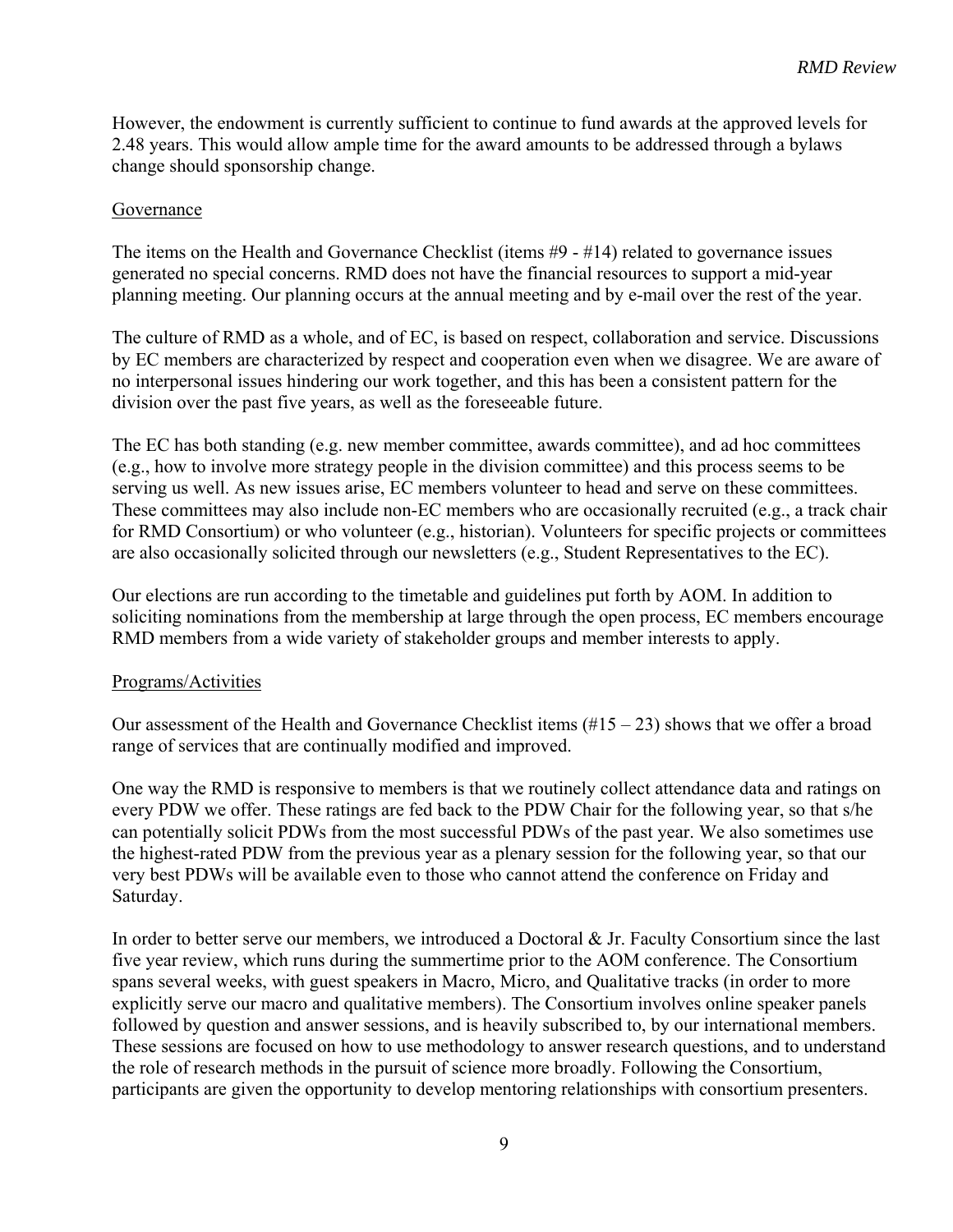However, the endowment is currently sufficient to continue to fund awards at the approved levels for 2.48 years. This would allow ample time for the award amounts to be addressed through a bylaws change should sponsorship change.

<u>Governance</u>

The items on the Health and Governance Checklist (items #9 - #14) related to governance issues generated no special concerns. RMD does not have the financial resources to support a mid-year planning meeting. Our planning occurs at the annual meeting and by e-mail over the rest of the year.

The culture of RMD as a whole, and of EC, is based on respect, collaboration and service. Discussions by EC members are characterized by respect and cooperation even when we disagree. We are aware of no interpersonal issues hindering our work together, and this has been a consistent pattern for the division over the past five years, as well as the foreseeable future.

The EC has both standing (e.g. new member committee, awards committee), and ad hoc committees (e.g., how to involve more strategy people in the division committee) and this process seems to be serving us well. As new issues arise, EC members volunteer to head and serve on these committees. These committees may also include non-EC members who are occasionally recruited (e.g., a track chair for RMD Consortium) or who volunteer (e.g., historian). Volunteers for specific projects or committees are also occasionally solicited through our newsletters (e.g., Student Representatives to the EC).

Our elections are run according to the timetable and guidelines put forth by AOM. In addition to soliciting nominations from the membership at large through the open process, EC members encourage RMD members from a wide variety of stakeholder groups and member interests to apply.

<u>Programs/Activities</u>

Our assessment of the Health and Governance Checklist items (#15 – 23) shows that we offer a broad range of services that are continually modified and improved.

One way the RMD is responsive to members is that we routinely collect attendance data and ratings on every PDW we offer. These ratings are fed back to the PDW Chair for the following year, so that s/he can potentially solicit PDWs from the most successful PDWs of the past year. We also sometimes use the highest-rated PDW from the previous year as a plenary session for the following year, so that our very best PDWs will be available even to those who cannot attend the conference on Friday and Saturday.

In order to better serve our members, we introduced a Doctoral & Jr. Faculty Consortium since the last five year review, which runs during the summertime prior to the AOM conference. The Consortium spans several weeks, with guest speakers in Macro, Micro, and Qualitative tracks (in order to more explicitly serve our macro and qualitative members). The Consortium involves online speaker panels followed by question and answer sessions, and is heavily subscribed to, by our international members. These sessions are focused on how to use methodology to answer research questions, and to understand the role of research methods in the pursuit of science more broadly. Following the Consortium, participants are given the opportunity to develop mentoring relationships with consortium presenters.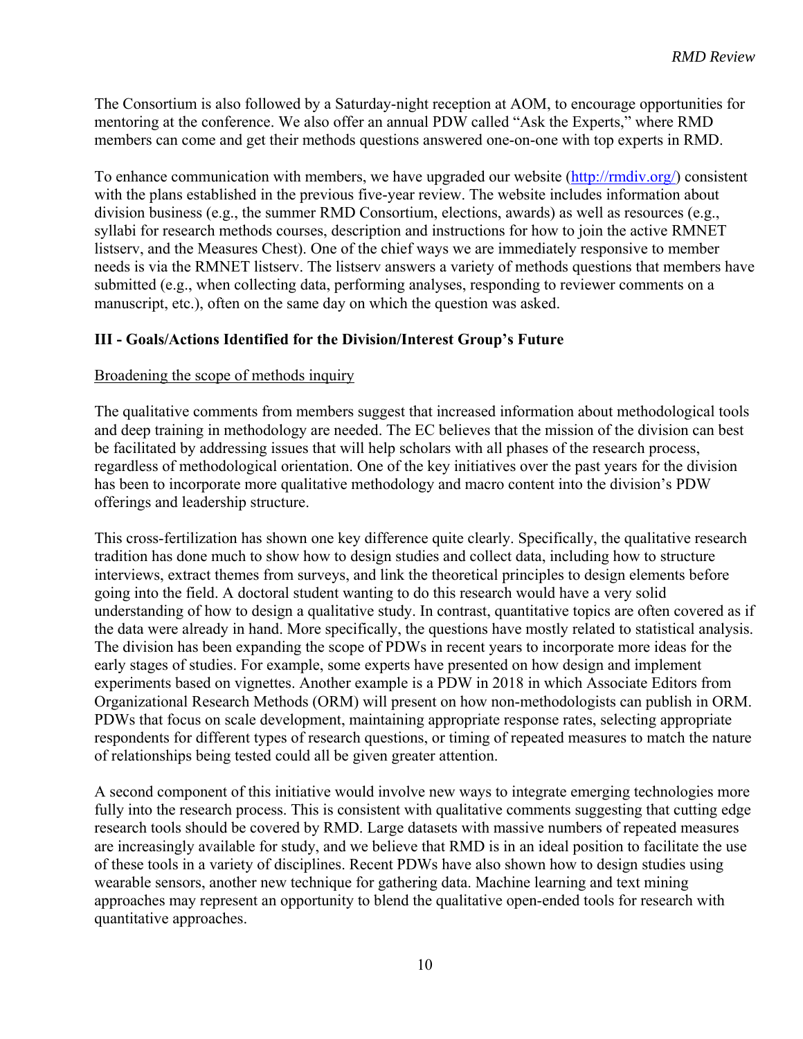The Consortium is also followed by a Saturday-night reception at AOM, to encourage opportunities for mentoring at the conference. We also offer an annual PDW called "Ask the Experts," where RMD members can come and get their methods questions answered one-on-one with top experts in RMD.

To enhance communication with members, we have upgraded our website ([http://rmdiv.org/](http://rmdiv.org/)) consistent with the plans established in the previous five-year review. The website includes information about division business (e.g., the summer RMD Consortium, elections, awards) as well as resources (e.g., syllabi for research methods courses, description and instructions for how to join the active RMNET listserv, and the Measures Chest). One of the chief ways we are immediately responsive to member needs is via the RMNET listserv. The listserv answers a variety of methods questions that members have submitted (e.g., when collecting data, performing analyses, responding to reviewer comments on a manuscript, etc.), often on the same day on which the question was asked.

## III - Goals/Actions Identified for the Division/Interest Group's Future

Broadening the scope of methods inquiry

The qualitative comments from members suggest that increased information about methodological tools and deep training in methodology are needed. The EC believes that the mission of the division can best be facilitated by addressing issues that will help scholars with all phases of the research process, regardless of methodological orientation. One of the key initiatives over the past years for the division has been to incorporate more qualitative methodology and macro content into the division's PDW offerings and leadership structure.

This cross-fertilization has shown one key difference quite clearly. Specifically, the qualitative research tradition has done much to show how to design studies and collect data, including how to structure interviews, extract themes from surveys, and link the theoretical principles to design elements before going into the field. A doctoral student wanting to do this research would have a very solid understanding of how to design a qualitative study. In contrast, quantitative topics are often covered as if the data were already in hand. More specifically, the questions have mostly related to statistical analysis. The division has been expanding the scope of PDWs in recent years to incorporate more ideas for the early stages of studies. For example, some experts have presented on how design and implement experiments based on vignettes. Another example is a PDW in 2018 in which Associate Editors from Organizational Research Methods (ORM) will present on how non-methodologists can publish in ORM. PDWs that focus on scale development, maintaining appropriate response rates, selecting appropriate respondents for different types of research questions, or timing of repeated measures to match the nature of relationships being tested could all be given greater attention.

A second component of this initiative would involve new ways to integrate emerging technologies more fully into the research process. This is consistent with qualitative comments suggesting that cutting edge research tools should be covered by RMD. Large datasets with massive numbers of repeated measures are increasingly available for study, and we believe that RMD is in an ideal position to facilitate the use of these tools in a variety of disciplines. Recent PDWs have also shown how to design studies using wearable sensors, another new technique for gathering data. Machine learning and text mining approaches may represent an opportunity to blend the qualitative open-ended tools for research with quantitative approaches.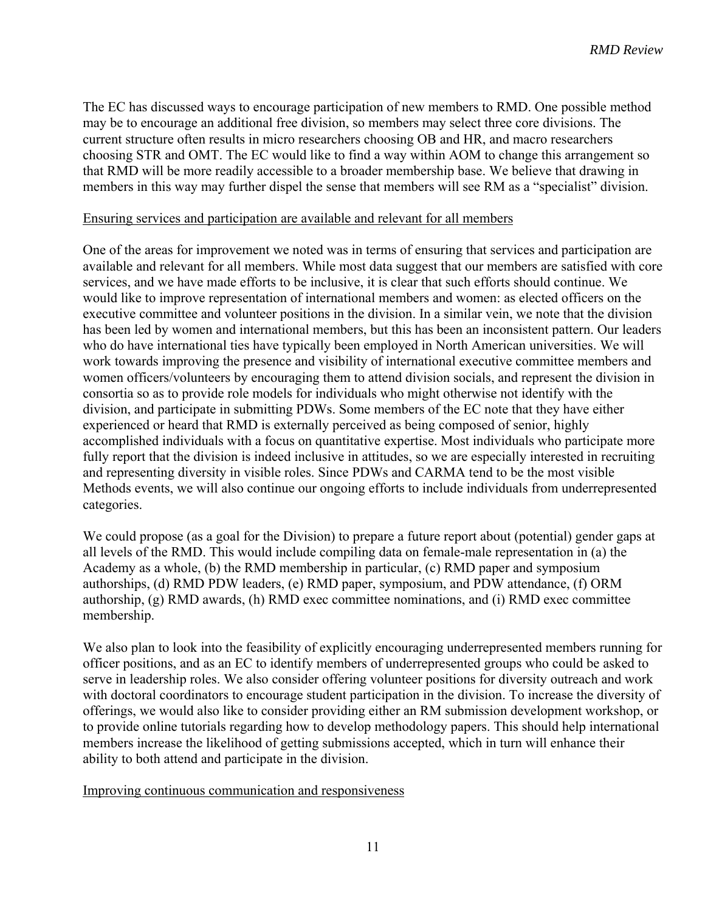The EC has discussed ways to encourage participation of new members to RMD. One possible method may be to encourage an additional free division, so members may select three core divisions. The current structure often results in micro researchers choosing OB and HR, and macro researchers choosing STR and OMT. The EC would like to find a way within AOM to change this arrangement so that RMD will be more readily accessible to a broader membership base. We believe that drawing in members in this way may further dispel the sense that members will see RM as a "specialist" division.

<u>Ensuring services and participation are available and relevant for all members</u>

One of the areas for improvement we noted was in terms of ensuring that services and participation are available and relevant for all members. While most data suggest that our members are satisfied with core services, and we have made efforts to be inclusive, it is clear that such efforts should continue. We would like to improve representation of international members and women: as elected officers on the executive committee and volunteer positions in the division. In a similar vein, we note that the division has been led by women and international members, but this has been an inconsistent pattern. Our leaders who do have international ties have typically been employed in North American universities. We will work towards improving the presence and visibility of international executive committee members and women officers/volunteers by encouraging them to attend division socials, and represent the division in consortia so as to provide role models for individuals who might otherwise not identify with the division, and participate in submitting PDWs. Some members of the EC note that they have either experienced or heard that RMD is externally perceived as being composed of senior, highly accomplished individuals with a focus on quantitative expertise. Most individuals who participate more fully report that the division is indeed inclusive in attitudes, so we are especially interested in recruiting and representing diversity in visible roles. Since PDWs and CARMA tend to be the most visible Methods events, we will also continue our ongoing efforts to include individuals from underrepresented categories.

We could propose (as a goal for the Division) to prepare a future report about (potential) gender gaps at all levels of the RMD. This would include compiling data on female-male representation in (a) the Academy as a whole, (b) the RMD membership in particular, (c) RMD paper and symposium authorships, (d) RMD PDW leaders, (e) RMD paper, symposium, and PDW attendance, (f) ORM authorship, (g) RMD awards, (h) RMD exec committee nominations, and (i) RMD exec committee membership.

We also plan to look into the feasibility of explicitly encouraging underrepresented members running for officer positions, and as an EC to identify members of underrepresented groups who could be asked to serve in leadership roles. We also consider offering volunteer positions for diversity outreach and work with doctoral coordinators to encourage student participation in the division. To increase the diversity of offerings, we would also like to consider providing either an RM submission development workshop, or to provide online tutorials regarding how to develop methodology papers. This should help international members increase the likelihood of getting submissions accepted, which in turn will enhance their ability to both attend and participate in the division.

<u>Improving continuous communication and responsiveness</u>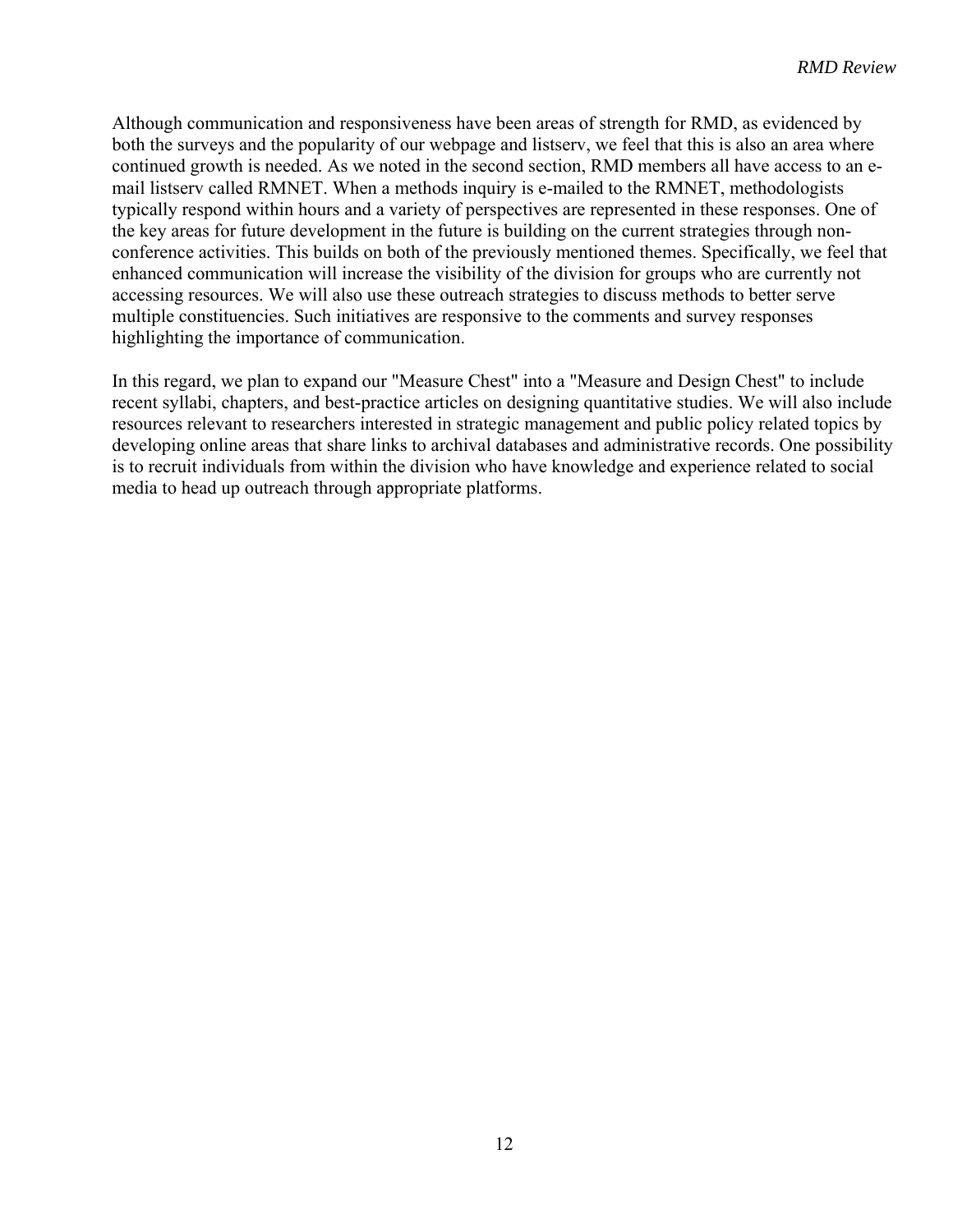Although communication and responsiveness have been areas of strength for RMD, as evidenced by both the surveys and the popularity of our webpage and listserv, we feel that this is also an area where continued growth is needed. As we noted in the second section, RMD members all have access to an e-mail listserv called RMNET. When a methods inquiry is e-mailed to the RMNET, methodologists typically respond within hours and a variety of perspectives are represented in these responses. One of the key areas for future development in the future is building on the current strategies through non-conference activities. This builds on both of the previously mentioned themes. Specifically, we feel that enhanced communication will increase the visibility of the division for groups who are currently not accessing resources. We will also use these outreach strategies to discuss methods to better serve multiple constituencies. Such initiatives are responsive to the comments and survey responses highlighting the importance of communication.

In this regard, we plan to expand our "Measure Chest" into a "Measure and Design Chest" to include recent syllabi, chapters, and best-practice articles on designing quantitative studies. We will also include resources relevant to researchers interested in strategic management and public policy related topics by developing online areas that share links to archival databases and administrative records. One possibility is to recruit individuals from within the division who have knowledge and experience related to social media to head up outreach through appropriate platforms.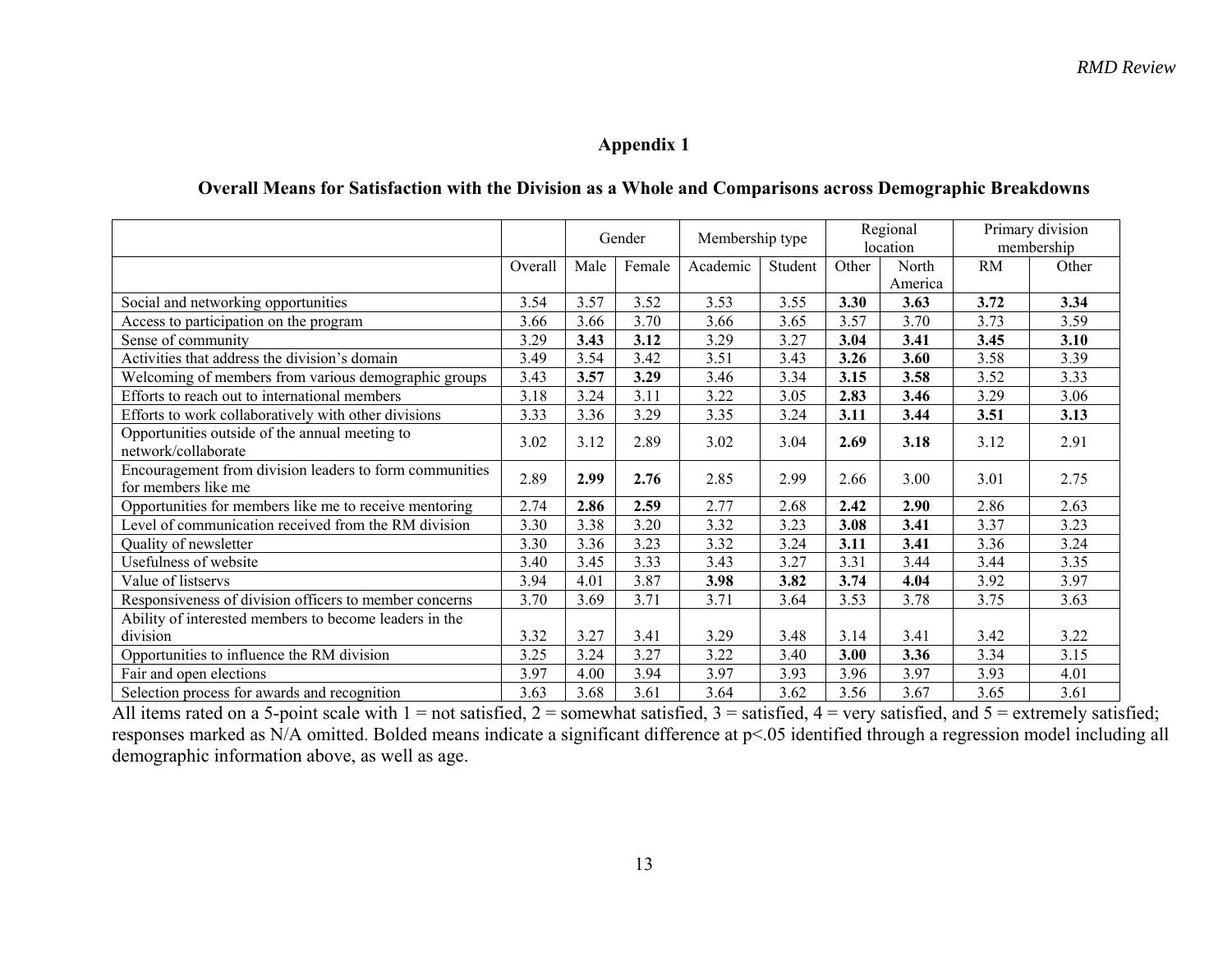## Appendix 1

### Overall Means for Satisfaction with the Division as a Whole and Comparisons across Demographic Breakdowns

| | | Gender | | Membership type | | Regional location | | Primary division membership | |
|---|---|---|---|---|---|---|---|---|---|
| | Overall | Male | Female | Academic | Student | Other | North America | RM | Other |
| Social and networking opportunities | 3.54 | 3.57 | 3.52 | 3.53 | 3.55 | **3.30** | **3.63** | **3.72** | **3.34** |
| Access to participation on the program | 3.66 | 3.66 | 3.70 | 3.66 | 3.65 | 3.57 | 3.70 | 3.73 | 3.59 |
| Sense of community | 3.29 | **3.43** | **3.12** | 3.29 | 3.27 | **3.04** | **3.41** | **3.45** | **3.10** |
| Activities that address the division's domain | 3.49 | 3.54 | 3.42 | 3.51 | 3.43 | **3.26** | **3.60** | 3.58 | 3.39 |
| Welcoming of members from various demographic groups | 3.43 | **3.57** | **3.29** | 3.46 | 3.34 | **3.15** | **3.58** | 3.52 | 3.33 |
| Efforts to reach out to international members | 3.18 | 3.24 | 3.11 | 3.22 | 3.05 | **2.83** | **3.46** | 3.29 | 3.06 |
| Efforts to work collaboratively with other divisions | 3.33 | 3.36 | 3.29 | 3.35 | 3.24 | **3.11** | **3.44** | **3.51** | **3.13** |
| Opportunities outside of the annual meeting to network/collaborate | 3.02 | 3.12 | 2.89 | 3.02 | 3.04 | **2.69** | **3.18** | 3.12 | 2.91 |
| Encouragement from division leaders to form communities for members like me | 2.89 | **2.99** | **2.76** | 2.85 | 2.99 | 2.66 | 3.00 | 3.01 | 2.75 |
| Opportunities for members like me to receive mentoring | 2.74 | **2.86** | **2.59** | 2.77 | 2.68 | **2.42** | **2.90** | 2.86 | 2.63 |
| Level of communication received from the RM division | 3.30 | 3.38 | 3.20 | 3.32 | 3.23 | **3.08** | **3.41** | 3.37 | 3.23 |
| Quality of newsletter | 3.30 | 3.36 | 3.23 | 3.32 | 3.24 | **3.11** | **3.41** | 3.36 | 3.24 |
| Usefulness of website | 3.40 | 3.45 | 3.33 | 3.43 | 3.27 | 3.31 | 3.44 | 3.44 | 3.35 |
| Value of listservs | 3.94 | 4.01 | 3.87 | **3.98** | **3.82** | **3.74** | **4.04** | 3.92 | 3.97 |
| Responsiveness of division officers to member concerns | 3.70 | 3.69 | 3.71 | 3.71 | 3.64 | 3.53 | 3.78 | 3.75 | 3.63 |
| Ability of interested members to become leaders in the division | 3.32 | 3.27 | 3.41 | 3.29 | 3.48 | 3.14 | 3.41 | 3.42 | 3.22 |
| Opportunities to influence the RM division | 3.25 | 3.24 | 3.27 | 3.22 | 3.40 | **3.00** | **3.36** | 3.34 | 3.15 |
| Fair and open elections | 3.97 | 4.00 | 3.94 | 3.97 | 3.93 | 3.96 | 3.97 | 3.93 | 4.01 |
| Selection process for awards and recognition | 3.63 | 3.68 | 3.61 | 3.64 | 3.62 | 3.56 | 3.67 | 3.65 | 3.61 |

All items rated on a 5-point scale with 1 = not satisfied, 2 = somewhat satisfied, 3 = satisfied, 4 = very satisfied, and 5 = extremely satisfied; responses marked as N/A omitted. Bolded means indicate a significant difference at $p<.05$ identified through a regression model including all demographic information above, as well as age.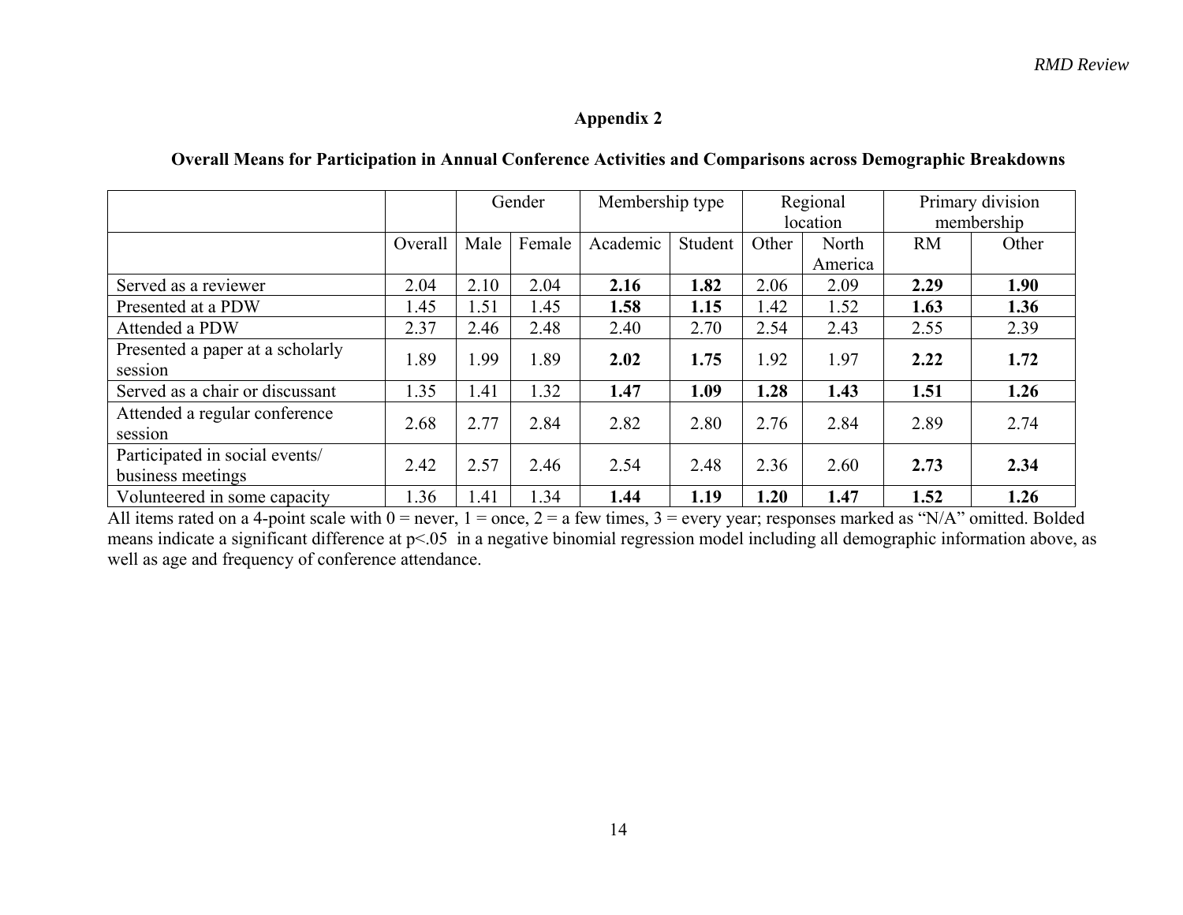## Appendix 2

### Overall Means for Participation in Annual Conference Activities and Comparisons across Demographic Breakdowns

| | | Gender | | Membership type | | Regional location | | Primary division membership | |
|---|---|---|---|---|---|---|---|---|---|
| | Overall | Male | Female | Academic | Student | Other | North America | RM | Other |
| Served as a reviewer | 2.04 | 2.10 | 2.04 | **2.16** | **1.82** | 2.06 | 2.09 | **2.29** | **1.90** |
| Presented at a PDW | 1.45 | 1.51 | 1.45 | **1.58** | **1.15** | 1.42 | 1.52 | **1.63** | **1.36** |
| Attended a PDW | 2.37 | 2.46 | 2.48 | 2.40 | 2.70 | 2.54 | 2.43 | 2.55 | 2.39 |
| Presented a paper at a scholarly session | 1.89 | 1.99 | 1.89 | **2.02** | **1.75** | 1.92 | 1.97 | **2.22** | **1.72** |
| Served as a chair or discussant | 1.35 | 1.41 | 1.32 | **1.47** | **1.09** | **1.28** | **1.43** | **1.51** | **1.26** |
| Attended a regular conference session | 2.68 | 2.77 | 2.84 | 2.82 | 2.80 | 2.76 | 2.84 | 2.89 | 2.74 |
| Participated in social events/ business meetings | 2.42 | 2.57 | 2.46 | 2.54 | 2.48 | 2.36 | 2.60 | **2.73** | **2.34** |
| Volunteered in some capacity | 1.36 | 1.41 | 1.34 | **1.44** | **1.19** | **1.20** | **1.47** | **1.52** | **1.26** |

All items rated on a 4-point scale with 0 = never, 1 = once, 2 = a few times, 3 = every year; responses marked as "N/A" omitted. Bolded means indicate a significant difference at $p<.05$ in a negative binomial regression model including all demographic information above, as well as age and frequency of conference attendance.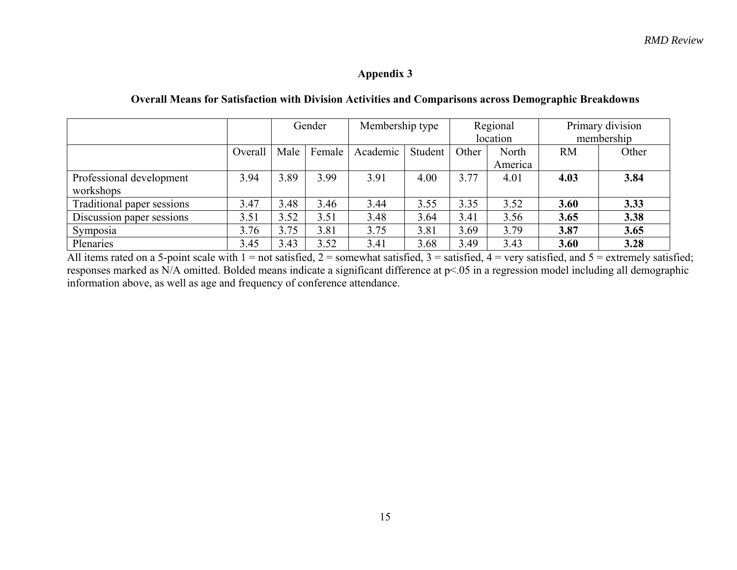# Appendix 3

## Overall Means for Satisfaction with Division Activities and Comparisons across Demographic Breakdowns

| | | Gender | | Membership type | | Regional location | | Primary division membership | |
|---|---|---|---|---|---|---|---|---|---|
| | Overall | Male | Female | Academic | Student | Other | North America | RM | Other |
| Professional development workshops | 3.94 | 3.89 | 3.99 | 3.91 | 4.00 | 3.77 | 4.01 | **4.03** | **3.84** |
| Traditional paper sessions | 3.47 | 3.48 | 3.46 | 3.44 | 3.55 | 3.35 | 3.52 | **3.60** | **3.33** |
| Discussion paper sessions | 3.51 | 3.52 | 3.51 | 3.48 | 3.64 | 3.41 | 3.56 | **3.65** | **3.38** |
| Symposia | 3.76 | 3.75 | 3.81 | 3.75 | 3.81 | 3.69 | 3.79 | **3.87** | **3.65** |
| Plenaries | 3.45 | 3.43 | 3.52 | 3.41 | 3.68 | 3.49 | 3.43 | **3.60** | **3.28** |

All items rated on a 5-point scale with 1 = not satisfied, 2 = somewhat satisfied, 3 = satisfied, 4 = very satisfied, and 5 = extremely satisfied; responses marked as N/A omitted. Bolded means indicate a significant difference at $p<.05$ in a regression model including all demographic information above, as well as age and frequency of conference attendance.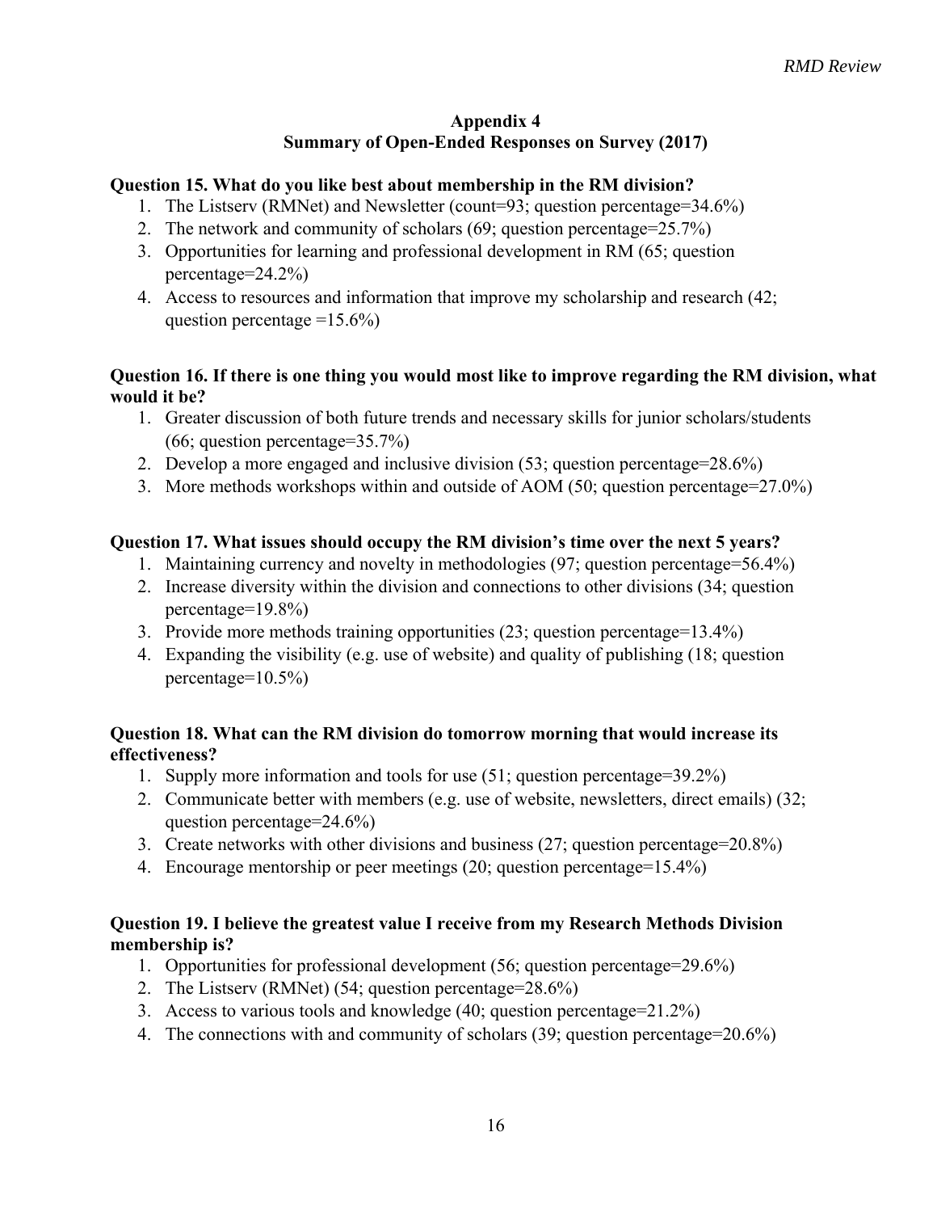## Appendix 4
## Summary of Open-Ended Responses on Survey (2017)

**Question 15. What do you like best about membership in the RM division?**

1. The Listserv (RMNet) and Newsletter (count=93; question percentage=34.6%)
2. The network and community of scholars (69; question percentage=25.7%)
3. Opportunities for learning and professional development in RM (65; question percentage=24.2%)
4. Access to resources and information that improve my scholarship and research (42; question percentage =15.6%)

**Question 16. If there is one thing you would most like to improve regarding the RM division, what would it be?**

1. Greater discussion of both future trends and necessary skills for junior scholars/students (66; question percentage=35.7%)
2. Develop a more engaged and inclusive division (53; question percentage=28.6%)
3. More methods workshops within and outside of AOM (50; question percentage=27.0%)

**Question 17. What issues should occupy the RM division's time over the next 5 years?**

1. Maintaining currency and novelty in methodologies (97; question percentage=56.4%)
2. Increase diversity within the division and connections to other divisions (34; question percentage=19.8%)
3. Provide more methods training opportunities (23; question percentage=13.4%)
4. Expanding the visibility (e.g. use of website) and quality of publishing (18; question percentage=10.5%)

**Question 18. What can the RM division do tomorrow morning that would increase its effectiveness?**

1. Supply more information and tools for use (51; question percentage=39.2%)
2. Communicate better with members (e.g. use of website, newsletters, direct emails) (32; question percentage=24.6%)
3. Create networks with other divisions and business (27; question percentage=20.8%)
4. Encourage mentorship or peer meetings (20; question percentage=15.4%)

**Question 19. I believe the greatest value I receive from my Research Methods Division membership is?**

1. Opportunities for professional development (56; question percentage=29.6%)
2. The Listserv (RMNet) (54; question percentage=28.6%)
3. Access to various tools and knowledge (40; question percentage=21.2%)
4. The connections with and community of scholars (39; question percentage=20.6%)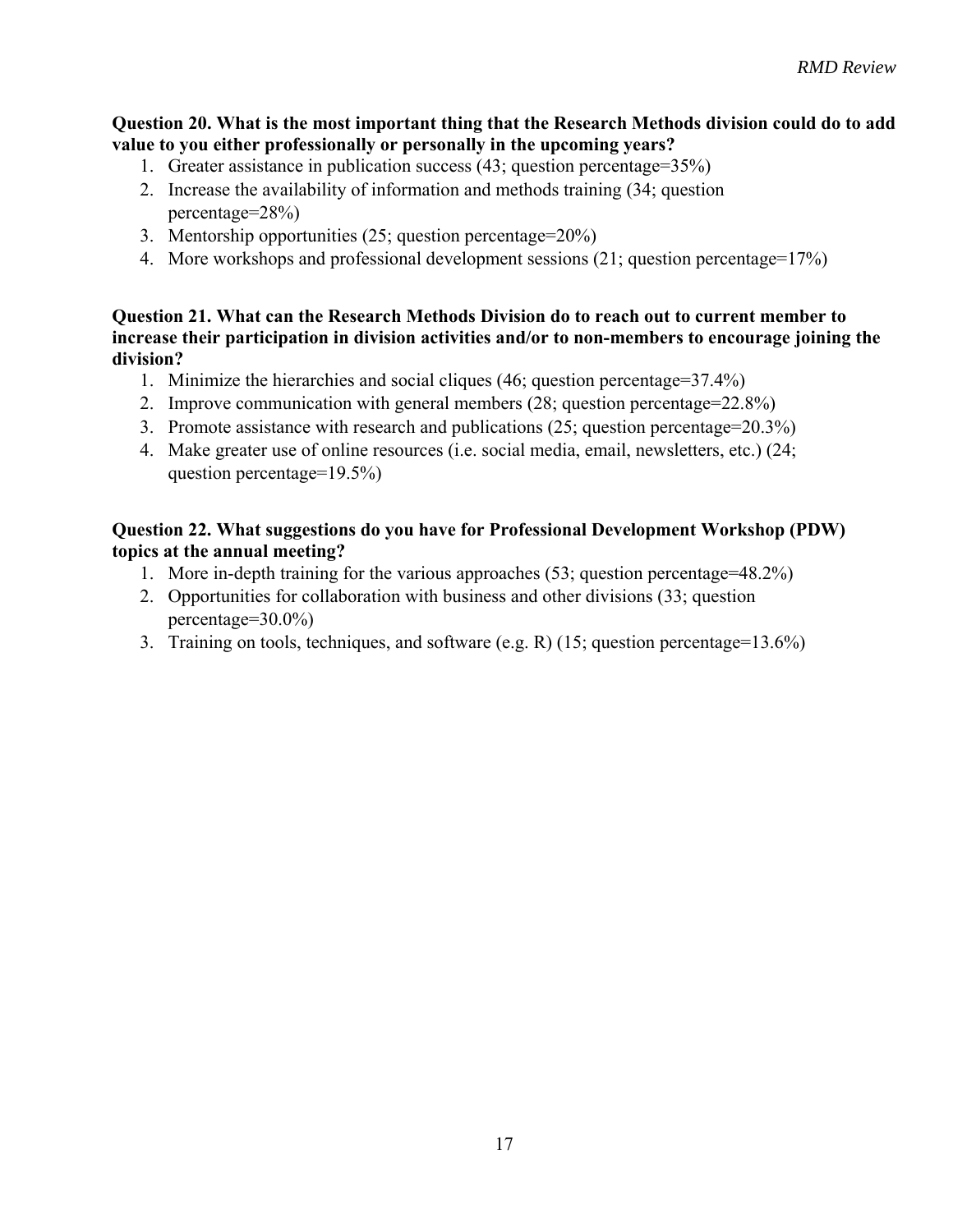**Question 20. What is the most important thing that the Research Methods division could do to add value to you either professionally or personally in the upcoming years?**

1. Greater assistance in publication success (43; question percentage=35%)
2. Increase the availability of information and methods training (34; question percentage=28%)
3. Mentorship opportunities (25; question percentage=20%)
4. More workshops and professional development sessions (21; question percentage=17%)

**Question 21. What can the Research Methods Division do to reach out to current member to increase their participation in division activities and/or to non-members to encourage joining the division?**

1. Minimize the hierarchies and social cliques (46; question percentage=37.4%)
2. Improve communication with general members (28; question percentage=22.8%)
3. Promote assistance with research and publications (25; question percentage=20.3%)
4. Make greater use of online resources (i.e. social media, email, newsletters, etc.) (24; question percentage=19.5%)

**Question 22. What suggestions do you have for Professional Development Workshop (PDW) topics at the annual meeting?**

1. More in-depth training for the various approaches (53; question percentage=48.2%)
2. Opportunities for collaboration with business and other divisions (33; question percentage=30.0%)
3. Training on tools, techniques, and software (e.g. R) (15; question percentage=13.6%)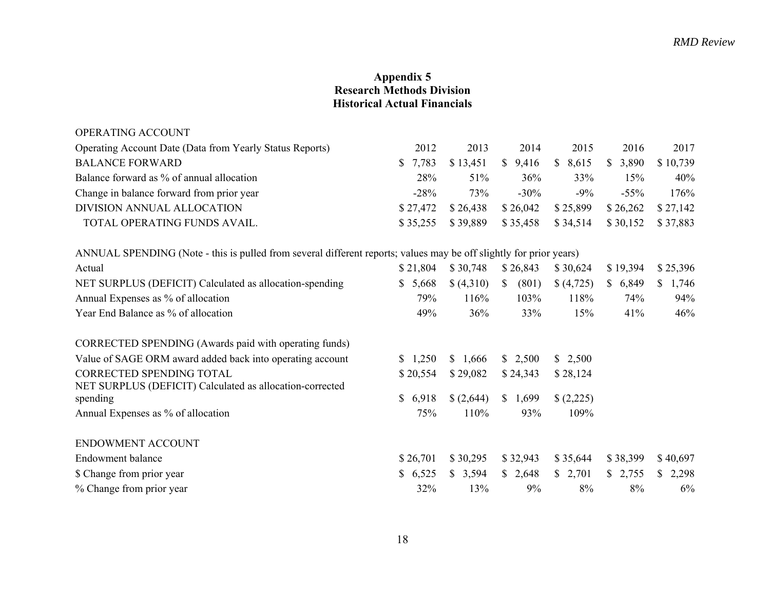# Appendix 5
## Research Methods Division
## Historical Actual Financials

| OPERATING ACCOUNT | | | | | | |
|---|---|---|---|---|---|---|
| Operating Account Date (Data from Yearly Status Reports) | 2012 | 2013 | 2014 | 2015 | 2016 | 2017 |
| BALANCE FORWARD | $ 7,783 | $ 13,451 | $ 9,416 | $ 8,615 | $ 3,890 | $ 10,739 |
| Balance forward as % of annual allocation | 28% | 51% | 36% | 33% | 15% | 40% |
| Change in balance forward from prior year | -28% | 73% | -30% | -9% | -55% | 176% |
| DIVISION ANNUAL ALLOCATION | $ 27,472 | $ 26,438 | $ 26,042 | $ 25,899 | $ 26,262 | $ 27,142 |
| TOTAL OPERATING FUNDS AVAIL. | $ 35,255 | $ 39,889 | $ 35,458 | $ 34,514 | $ 30,152 | $ 37,883 |
| | | | | | | |
| ANNUAL SPENDING (Note - this is pulled from several different reports; values may be off slightly for prior years) | | | | | | |
| Actual | $ 21,804 | $ 30,748 | $ 26,843 | $ 30,624 | $ 19,394 | $ 25,396 |
| NET SURPLUS (DEFICIT) Calculated as allocation-spending | $ 5,668 | $ (4,310) | $ (801) | $ (4,725) | $ 6,849 | $ 1,746 |
| Annual Expenses as % of allocation | 79% | 116% | 103% | 118% | 74% | 94% |
| Year End Balance as % of allocation | 49% | 36% | 33% | 15% | 41% | 46% |
| | | | | | | |
| CORRECTED SPENDING (Awards paid with operating funds) | | | | | | |
| Value of SAGE ORM award added back into operating account | $ 1,250 | $ 1,666 | $ 2,500 | $ 2,500 | | |
| CORRECTED SPENDING TOTAL | $ 20,554 | $ 29,082 | $ 24,343 | $ 28,124 | | |
| NET SURPLUS (DEFICIT) Calculated as allocation-corrected spending | $ 6,918 | $ (2,644) | $ 1,699 | $ (2,225) | | |
| Annual Expenses as % of allocation | 75% | 110% | 93% | 109% | | |
| | | | | | | |
| ENDOWMENT ACCOUNT | | | | | | |
| Endowment balance | $ 26,701 | $ 30,295 | $ 32,943 | $ 35,644 | $ 38,399 | $ 40,697 |
| $ Change from prior year | $ 6,525 | $ 3,594 | $ 2,648 | $ 2,701 | $ 2,755 | $ 2,298 |
| % Change from prior year | 32% | 13% | 9% | 8% | 8% | 6% |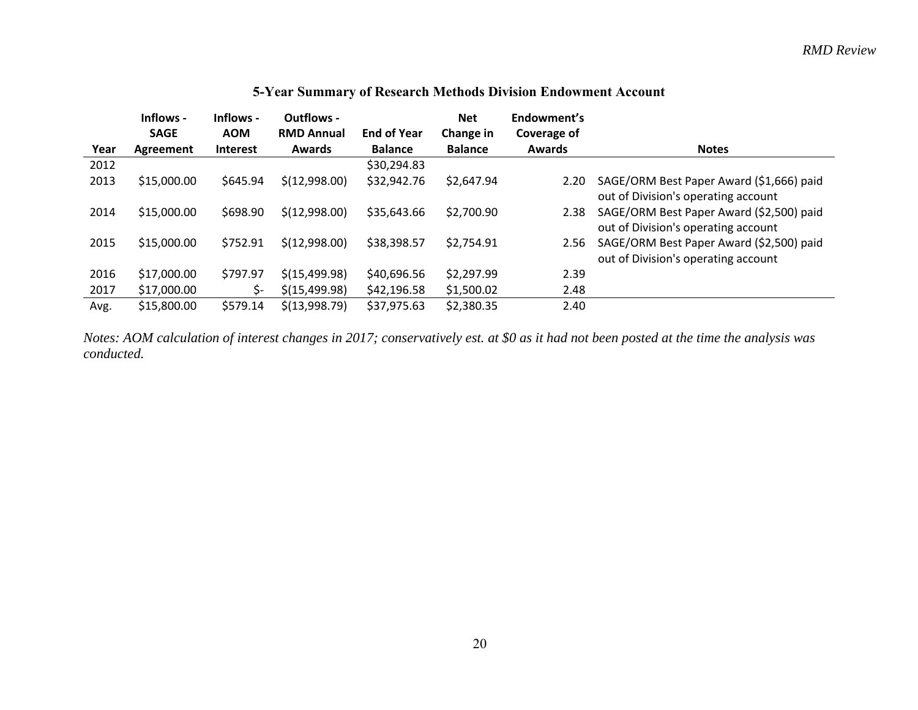### 5-Year Summary of Research Methods Division Endowment Account

| Year | Inflows - SAGE Agreement | Inflows - AOM Interest | Outflows - RMD Annual Awards | End of Year Balance | Net Change in Balance | Endowment's Coverage of Awards | Notes |
|---|---|---|---|---|---|---|---|
| 2012 | | | | $30,294.83 | | | |
| 2013 | $15,000.00 | $645.94 | $(12,998.00) | $32,942.76 | $2,647.94 | 2.20 | SAGE/ORM Best Paper Award ($1,666) paid out of Division's operating account |
| 2014 | $15,000.00 | $698.90 | $(12,998.00) | $35,643.66 | $2,700.90 | 2.38 | SAGE/ORM Best Paper Award ($2,500) paid out of Division's operating account |
| 2015 | $15,000.00 | $752.91 | $(12,998.00) | $38,398.57 | $2,754.91 | 2.56 | SAGE/ORM Best Paper Award ($2,500) paid out of Division's operating account |
| 2016 | $17,000.00 | $797.97 | $(15,499.98) | $40,696.56 | $2,297.99 | 2.39 | |
| 2017 | $17,000.00 | $- | $(15,499.98) | $42,196.58 | $1,500.02 | 2.48 | |
| Avg. | $15,800.00 | $579.14 | $(13,998.79) | $37,975.63 | $2,380.35 | 2.40 | |

*Notes: AOM calculation of interest changes in 2017; conservatively est. at $0 as it had not been posted at the time the analysis was conducted.*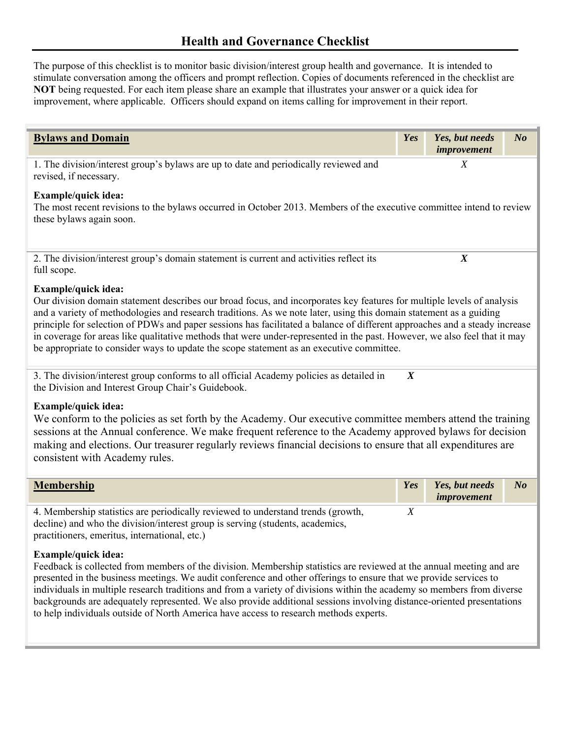## Health and Governance Checklist

The purpose of this checklist is to monitor basic division/interest group health and governance. It is intended to stimulate conversation among the officers and prompt reflection. Copies of documents referenced in the checklist are **NOT** being requested. For each item please share an example that illustrates your answer or a quick idea for improvement, where applicable. Officers should expand on items calling for improvement in their report.

| **Bylaws and Domain** | ***Yes*** | ***Yes, but needs improvement*** | ***No*** |
|---|---|---|---|
| 1. The division/interest group's bylaws are up to date and periodically reviewed and revised, if necessary. | | *X* | |

**Example/quick idea:**
The most recent revisions to the bylaws occurred in October 2013. Members of the executive committee intend to review these bylaws again soon.

| | ***Yes*** | ***Yes, but needs improvement*** | ***No*** |
|---|---|---|---|
| 2. The division/interest group's domain statement is current and activities reflect its full scope. | | ***X*** | |

**Example/quick idea:**
Our division domain statement describes our broad focus, and incorporates key features for multiple levels of analysis and a variety of methodologies and research traditions. As we note later, using this domain statement as a guiding principle for selection of PDWs and paper sessions has facilitated a balance of different approaches and a steady increase in coverage for areas like qualitative methods that were under-represented in the past. However, we also feel that it may be appropriate to consider ways to update the scope statement as an executive committee.

| | ***Yes*** | ***Yes, but needs improvement*** | ***No*** |
|---|---|---|---|
| 3. The division/interest group conforms to all official Academy policies as detailed in the Division and Interest Group Chair's Guidebook. | ***X*** | | |

**Example/quick idea:**
We conform to the policies as set forth by the Academy. Our executive committee members attend the training sessions at the Annual conference. We make frequent reference to the Academy approved bylaws for decision making and elections. Our treasurer regularly reviews financial decisions to ensure that all expenditures are consistent with Academy rules.

| **Membership** | ***Yes*** | ***Yes, but needs improvement*** | ***No*** |
|---|---|---|---|
| 4. Membership statistics are periodically reviewed to understand trends (growth, decline) and who the division/interest group is serving (students, academics, practitioners, emeritus, international, etc.) | *X* | | |

**Example/quick idea:**
Feedback is collected from members of the division. Membership statistics are reviewed at the annual meeting and are presented in the business meetings. We audit conference and other offerings to ensure that we provide services to individuals in multiple research traditions and from a variety of divisions within the academy so members from diverse backgrounds are adequately represented. We also provide additional sessions involving distance-oriented presentations to help individuals outside of North America have access to research methods experts.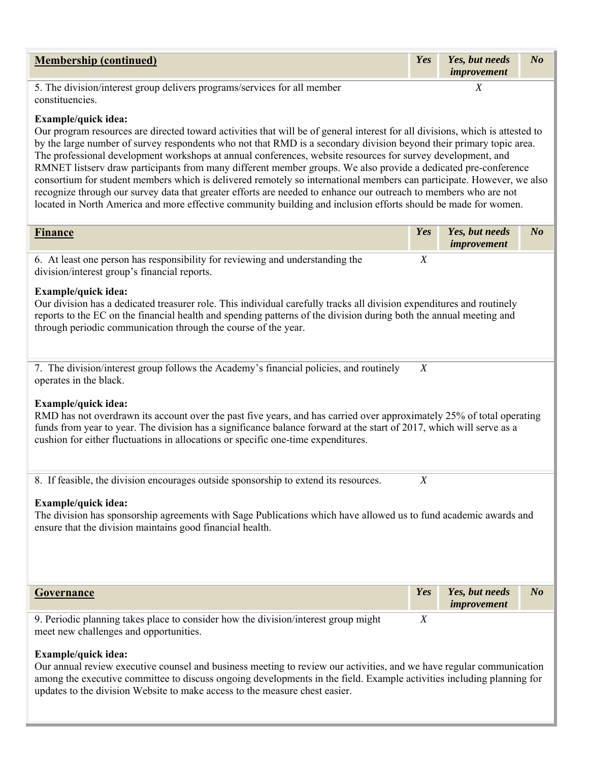| Membership (continued) | *Yes* | *Yes, but needs improvement* | *No* |
|---|---|---|---|
| 5. The division/interest group delivers programs/services for all member constituencies. | | *X* | |

**Example/quick idea:**
Our program resources are directed toward activities that will be of general interest for all divisions, which is attested to by the large number of survey respondents who not that RMD is a secondary division beyond their primary topic area. The professional development workshops at annual conferences, website resources for survey development, and RMNET listserv draw participants from many different member groups. We also provide a dedicated pre-conference consortium for student members which is delivered remotely so international members can participate. However, we also recognize through our survey data that greater efforts are needed to enhance our outreach to members who are not located in North America and more effective community building and inclusion efforts should be made for women.

| Finance | *Yes* | *Yes, but needs improvement* | *No* |
|---|---|---|---|
| 6. At least one person has responsibility for reviewing and understanding the division/interest group's financial reports. | *X* | | |

**Example/quick idea:**
Our division has a dedicated treasurer role. This individual carefully tracks all division expenditures and routinely reports to the EC on the financial health and spending patterns of the division during both the annual meeting and through periodic communication through the course of the year.

| | *Yes* | *Yes, but needs improvement* | *No* |
|---|---|---|---|
| 7. The division/interest group follows the Academy's financial policies, and routinely operates in the black. | *X* | | |

**Example/quick idea:**
RMD has not overdrawn its account over the past five years, and has carried over approximately 25% of total operating funds from year to year. The division has a significance balance forward at the start of 2017, which will serve as a cushion for either fluctuations in allocations or specific one-time expenditures.

| | *Yes* | *Yes, but needs improvement* | *No* |
|---|---|---|---|
| 8. If feasible, the division encourages outside sponsorship to extend its resources. | *X* | | |

**Example/quick idea:**
The division has sponsorship agreements with Sage Publications which have allowed us to fund academic awards and ensure that the division maintains good financial health.

| Governance | *Yes* | *Yes, but needs improvement* | *No* |
|---|---|---|---|
| 9. Periodic planning takes place to consider how the division/interest group might meet new challenges and opportunities. | *X* | | |

**Example/quick idea:**
Our annual review executive counsel and business meeting to review our activities, and we have regular communication among the executive committee to discuss ongoing developments in the field. Example activities including planning for updates to the division Website to make access to the measure chest easier.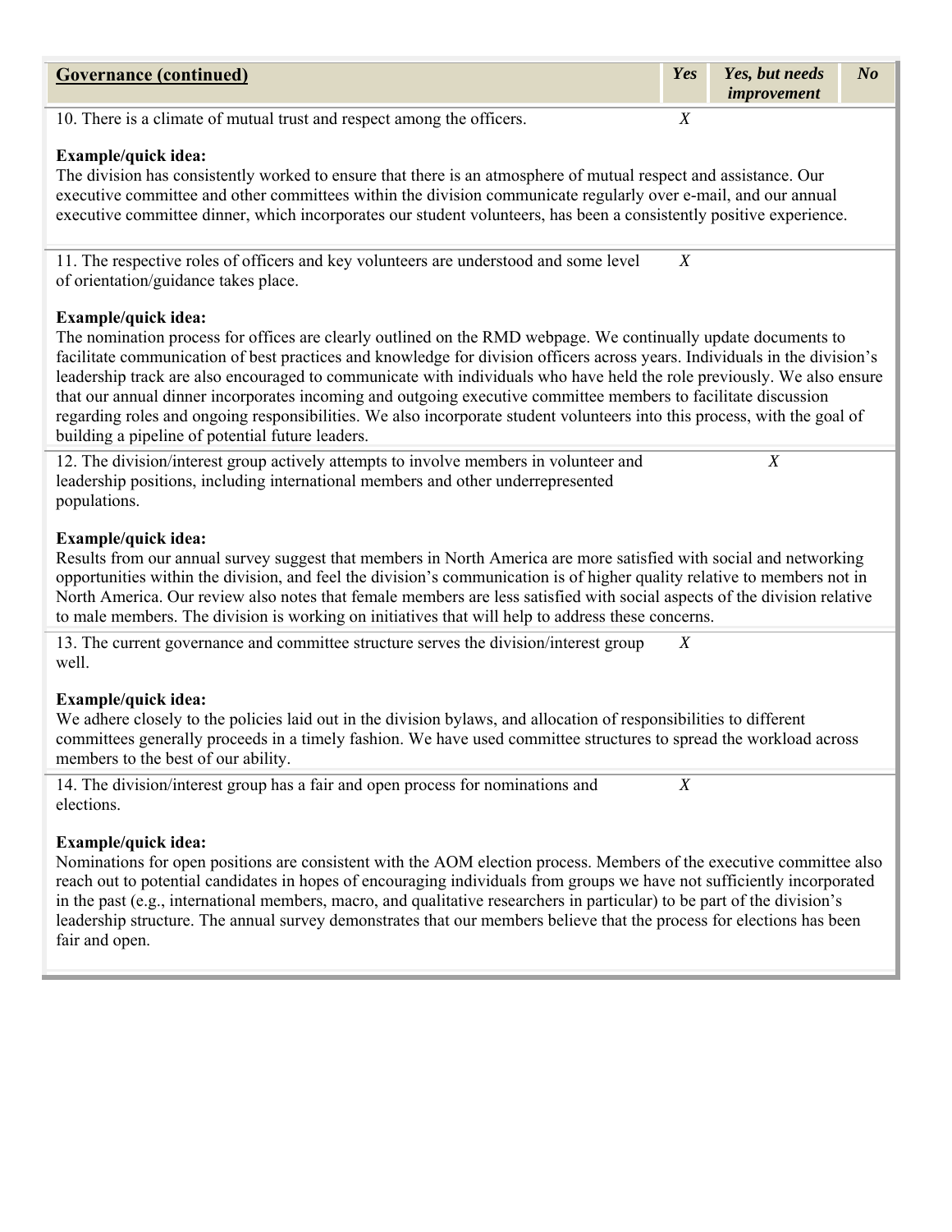| **Governance (continued)** | ***Yes*** | ***Yes, but needs improvement*** | ***No*** |
|---|---|---|---|
| 10. There is a climate of mutual trust and respect among the officers. | *X* | | |
| 11. The respective roles of officers and key volunteers are understood and some level of orientation/guidance takes place. | *X* | | |
| 12. The division/interest group actively attempts to involve members in volunteer and leadership positions, including international members and other underrepresented populations. | | *X* | |
| 13. The current governance and committee structure serves the division/interest group well. | *X* | | |
| 14. The division/interest group has a fair and open process for nominations and elections. | *X* | | |

**10. There is a climate of mutual trust and respect among the officers.**

**Example/quick idea:**
The division has consistently worked to ensure that there is an atmosphere of mutual respect and assistance. Our executive committee and other committees within the division communicate regularly over e-mail, and our annual executive committee dinner, which incorporates our student volunteers, has been a consistently positive experience.

**11. The respective roles of officers and key volunteers are understood and some level of orientation/guidance takes place.**

**Example/quick idea:**
The nomination process for offices are clearly outlined on the RMD webpage. We continually update documents to facilitate communication of best practices and knowledge for division officers across years. Individuals in the division's leadership track are also encouraged to communicate with individuals who have held the role previously. We also ensure that our annual dinner incorporates incoming and outgoing executive committee members to facilitate discussion regarding roles and ongoing responsibilities. We also incorporate student volunteers into this process, with the goal of building a pipeline of potential future leaders.

**12. The division/interest group actively attempts to involve members in volunteer and leadership positions, including international members and other underrepresented populations.**

**Example/quick idea:**
Results from our annual survey suggest that members in North America are more satisfied with social and networking opportunities within the division, and feel the division's communication is of higher quality relative to members not in North America. Our review also notes that female members are less satisfied with social aspects of the division relative to male members. The division is working on initiatives that will help to address these concerns.

**13. The current governance and committee structure serves the division/interest group well.**

**Example/quick idea:**
We adhere closely to the policies laid out in the division bylaws, and allocation of responsibilities to different committees generally proceeds in a timely fashion. We have used committee structures to spread the workload across members to the best of our ability.

**14. The division/interest group has a fair and open process for nominations and elections.**

**Example/quick idea:**
Nominations for open positions are consistent with the AOM election process. Members of the executive committee also reach out to potential candidates in hopes of encouraging individuals from groups we have not sufficiently incorporated in the past (e.g., international members, macro, and qualitative researchers in particular) to be part of the division's leadership structure. The annual survey demonstrates that our members believe that the process for elections has been fair and open.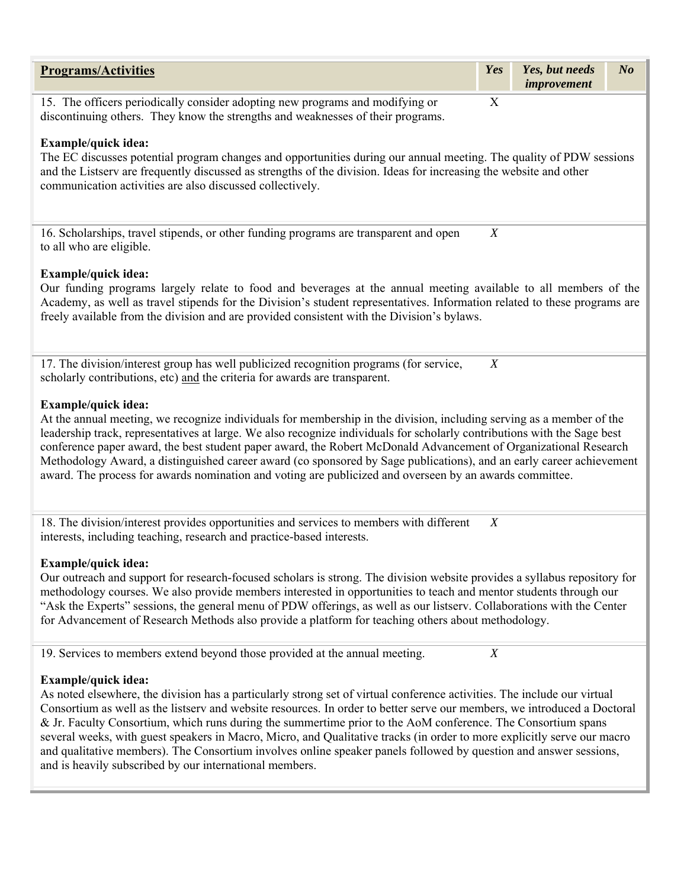| Programs/Activities | *Yes* | *Yes, but needs improvement* | *No* |
|---|---|---|---|
| 15. The officers periodically consider adopting new programs and modifying or discontinuing others. They know the strengths and weaknesses of their programs. | X | | |

**Example/quick idea:**
The EC discusses potential program changes and opportunities during our annual meeting. The quality of PDW sessions and the Listserv are frequently discussed as strengths of the division. Ideas for increasing the website and other communication activities are also discussed collectively.

| | | | |
|---|---|---|---|
| 16. Scholarships, travel stipends, or other funding programs are transparent and open to all who are eligible. | *X* | | |

**Example/quick idea:**
Our funding programs largely relate to food and beverages at the annual meeting available to all members of the Academy, as well as travel stipends for the Division's student representatives. Information related to these programs are freely available from the division and are provided consistent with the Division's bylaws.

| | | | |
|---|---|---|---|
| 17. The division/interest group has well publicized recognition programs (for service, scholarly contributions, etc) and the criteria for awards are transparent. | *X* | | |

**Example/quick idea:**
At the annual meeting, we recognize individuals for membership in the division, including serving as a member of the leadership track, representatives at large. We also recognize individuals for scholarly contributions with the Sage best conference paper award, the best student paper award, the Robert McDonald Advancement of Organizational Research Methodology Award, a distinguished career award (co sponsored by Sage publications), and an early career achievement award. The process for awards nomination and voting are publicized and overseen by an awards committee.

| | | | |
|---|---|---|---|
| 18. The division/interest provides opportunities and services to members with different interests, including teaching, research and practice-based interests. | *X* | | |

**Example/quick idea:**
Our outreach and support for research-focused scholars is strong. The division website provides a syllabus repository for methodology courses. We also provide members interested in opportunities to teach and mentor students through our "Ask the Experts" sessions, the general menu of PDW offerings, as well as our listserv. Collaborations with the Center for Advancement of Research Methods also provide a platform for teaching others about methodology.

| | | | |
|---|---|---|---|
| 19. Services to members extend beyond those provided at the annual meeting. | *X* | | |

**Example/quick idea:**
As noted elsewhere, the division has a particularly strong set of virtual conference activities. The include our virtual Consortium as well as the listserv and website resources. In order to better serve our members, we introduced a Doctoral & Jr. Faculty Consortium, which runs during the summertime prior to the AoM conference. The Consortium spans several weeks, with guest speakers in Macro, Micro, and Qualitative tracks (in order to more explicitly serve our macro and qualitative members). The Consortium involves online speaker panels followed by question and answer sessions, and is heavily subscribed by our international members.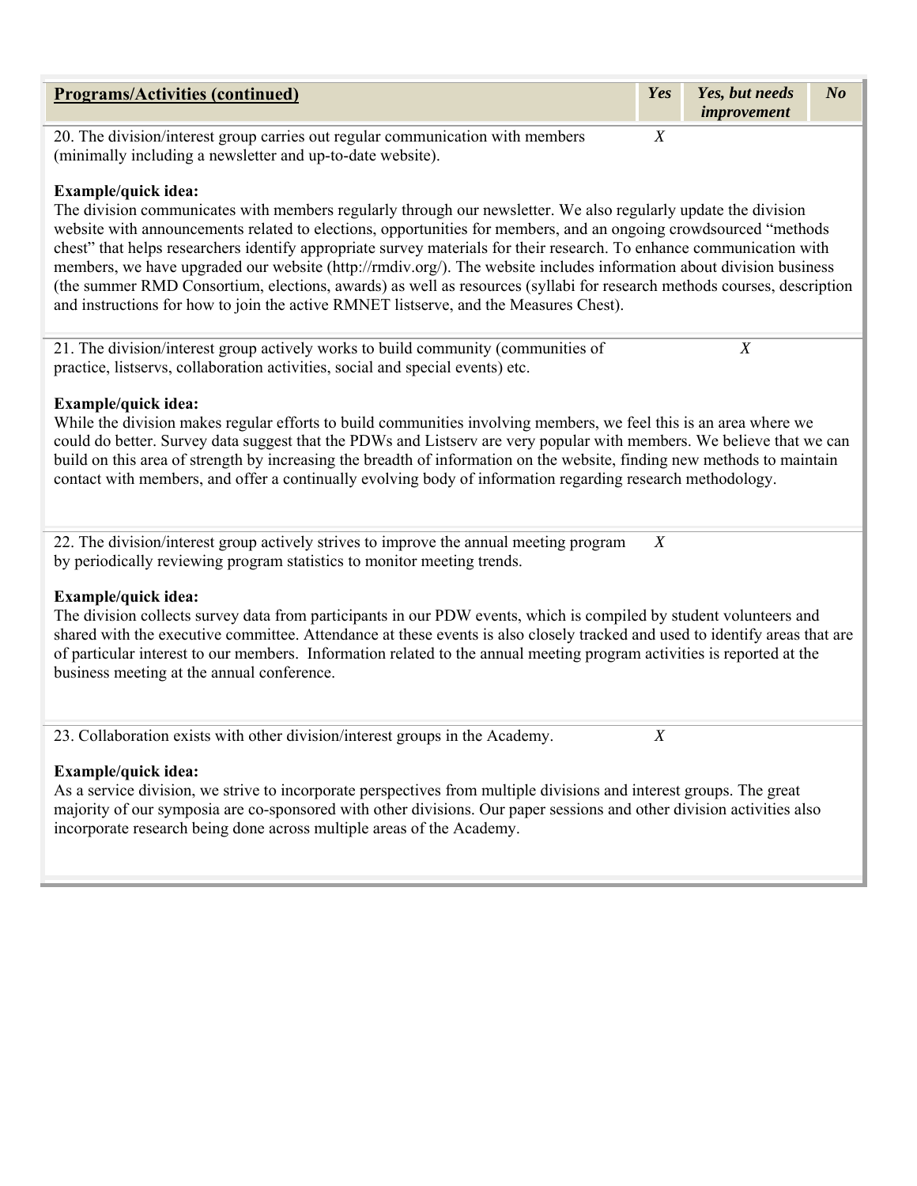| Programs/Activities (continued) | *Yes* | *Yes, but needs improvement* | *No* |
|---|---|---|---|
| 20. The division/interest group carries out regular communication with members (minimally including a newsletter and up-to-date website). | *X* | | |

**Example/quick idea:**
The division communicates with members regularly through our newsletter. We also regularly update the division website with announcements related to elections, opportunities for members, and an ongoing crowdsourced "methods chest" that helps researchers identify appropriate survey materials for their research. To enhance communication with members, we have upgraded our website (http://rmdiv.org/). The website includes information about division business (the summer RMD Consortium, elections, awards) as well as resources (syllabi for research methods courses, description and instructions for how to join the active RMNET listserve, and the Measures Chest).

| | | | |
|---|---|---|---|
| 21. The division/interest group actively works to build community (communities of practice, listservs, collaboration activities, social and special events) etc. | | *X* | |

**Example/quick idea:**
While the division makes regular efforts to build communities involving members, we feel this is an area where we could do better. Survey data suggest that the PDWs and Listserv are very popular with members. We believe that we can build on this area of strength by increasing the breadth of information on the website, finding new methods to maintain contact with members, and offer a continually evolving body of information regarding research methodology.

| | | | |
|---|---|---|---|
| 22. The division/interest group actively strives to improve the annual meeting program by periodically reviewing program statistics to monitor meeting trends. | *X* | | |

**Example/quick idea:**
The division collects survey data from participants in our PDW events, which is compiled by student volunteers and shared with the executive committee. Attendance at these events is also closely tracked and used to identify areas that are of particular interest to our members. Information related to the annual meeting program activities is reported at the business meeting at the annual conference.

| | | | |
|---|---|---|---|
| 23. Collaboration exists with other division/interest groups in the Academy. | *X* | | |

**Example/quick idea:**
As a service division, we strive to incorporate perspectives from multiple divisions and interest groups. The great majority of our symposia are co-sponsored with other divisions. Our paper sessions and other division activities also incorporate research being done across multiple areas of the Academy.